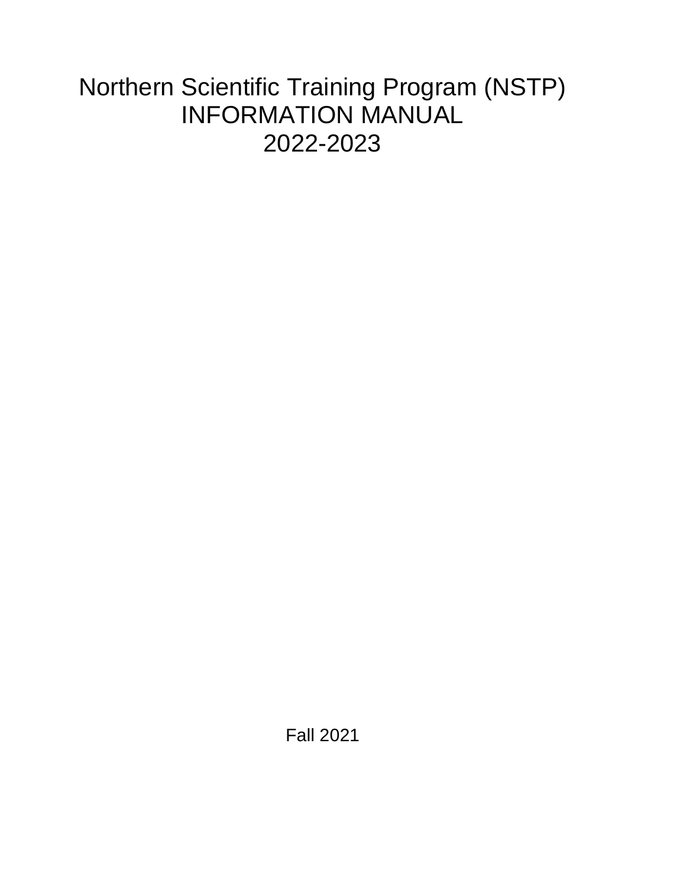# Northern Scientific Training Program (NSTP) INFORMATION MANUAL 2022-2023

Fall 2021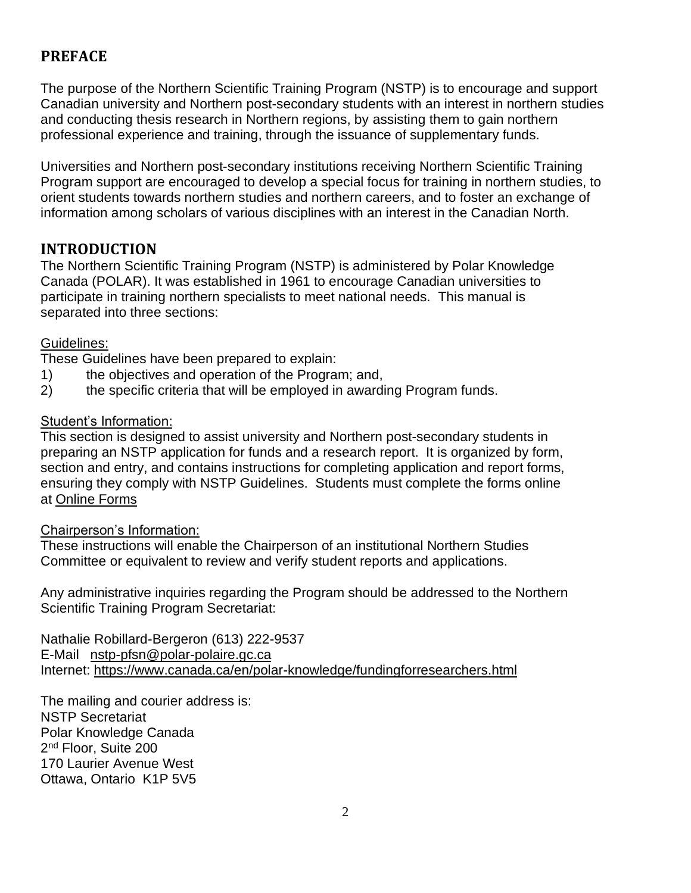## PREFACE

The purpose of the Northern Scientific Training Program (NSTP) is to encourage and support Canadian university and Northern post-secondary students with an interest in northern studies and conducting thesis research in Northern regions, by assisting them to gain northern professional experience and training, through the issuance of supplementary funds.

Universities and Northern post-secondary institutions receiving Northern Scientific Training Program support are encouraged to develop a special focus for training in northern studies, to orient students towards northern studies and northern careers, and to foster an exchange of information among scholars of various disciplines with an interest in the Canadian North.

## INTRODUCTION

The Northern Scientific Training Program (NSTP) is administered by Polar Knowledge Canada (POLAR). It was established in 1961 to encourage Canadian universities to participate in training northern specialists to meet national needs. This manual is separated into three sections:

Guidelines:

These Guidelines have been prepared to explain:

1) the objectives and operation of the Program; and,
2) the specific criteria that will be employed in awarding Program funds.

Student's Information:

This section is designed to assist university and Northern post-secondary students in preparing an NSTP application for funds and a research report. It is organized by form, section and entry, and contains instructions for completing application and report forms, ensuring they comply with NSTP Guidelines. Students must complete the forms online at Online Forms

Chairperson's Information:

These instructions will enable the Chairperson of an institutional Northern Studies Committee or equivalent to review and verify student reports and applications.

Any administrative inquiries regarding the Program should be addressed to the Northern Scientific Training Program Secretariat:

Nathalie Robillard-Bergeron (613) 222-9537
E-Mail nstp-pfsn@polar-polaire.gc.ca
Internet: https://www.canada.ca/en/polar-knowledge/fundingforresearchers.html

The mailing and courier address is:
NSTP Secretariat
Polar Knowledge Canada
2nd Floor, Suite 200
170 Laurier Avenue West
Ottawa, Ontario K1P 5V5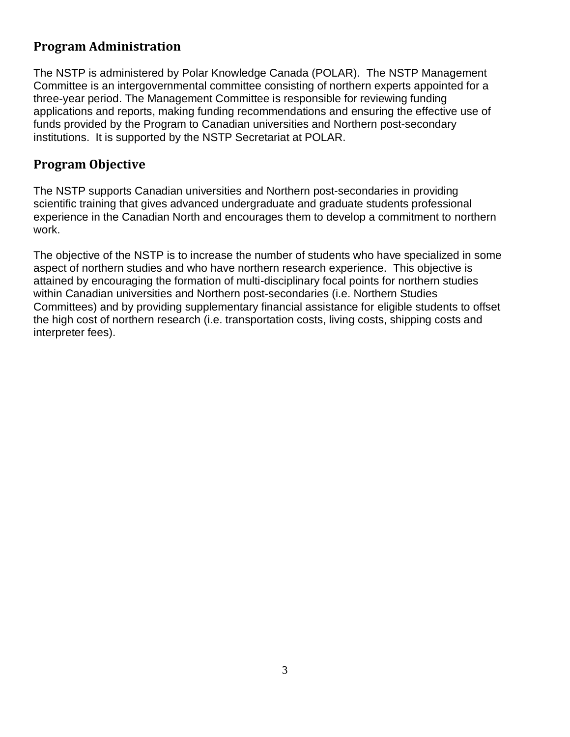## Program Administration

The NSTP is administered by Polar Knowledge Canada (POLAR). The NSTP Management Committee is an intergovernmental committee consisting of northern experts appointed for a three-year period. The Management Committee is responsible for reviewing funding applications and reports, making funding recommendations and ensuring the effective use of funds provided by the Program to Canadian universities and Northern post-secondary institutions. It is supported by the NSTP Secretariat at POLAR.

## Program Objective

The NSTP supports Canadian universities and Northern post-secondaries in providing scientific training that gives advanced undergraduate and graduate students professional experience in the Canadian North and encourages them to develop a commitment to northern work.

The objective of the NSTP is to increase the number of students who have specialized in some aspect of northern studies and who have northern research experience. This objective is attained by encouraging the formation of multi-disciplinary focal points for northern studies within Canadian universities and Northern post-secondaries (i.e. Northern Studies Committees) and by providing supplementary financial assistance for eligible students to offset the high cost of northern research (i.e. transportation costs, living costs, shipping costs and interpreter fees).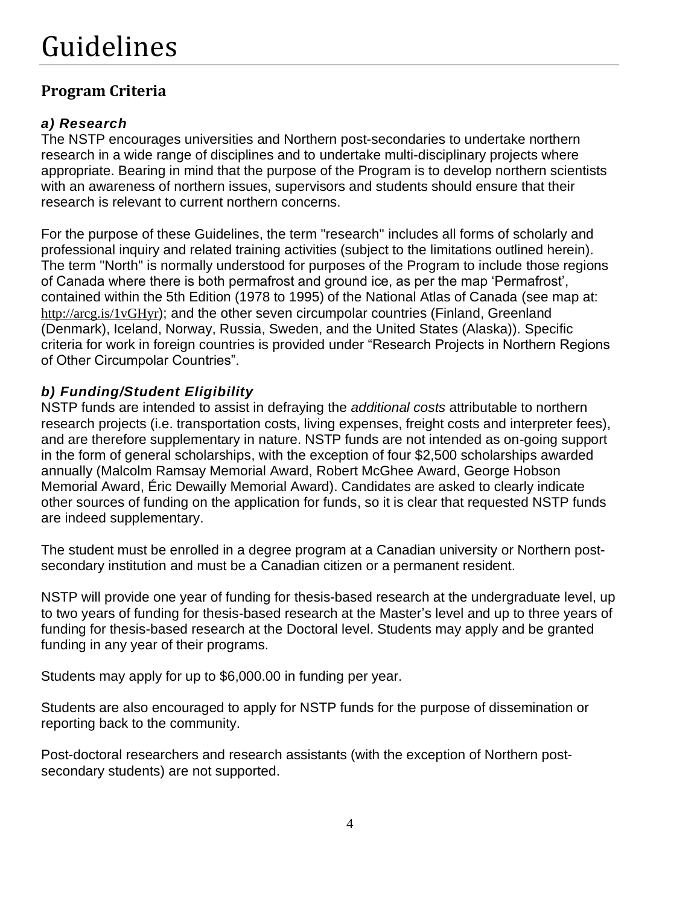# Guidelines

## Program Criteria

### *a) Research*

The NSTP encourages universities and Northern post-secondaries to undertake northern research in a wide range of disciplines and to undertake multi-disciplinary projects where appropriate. Bearing in mind that the purpose of the Program is to develop northern scientists with an awareness of northern issues, supervisors and students should ensure that their research is relevant to current northern concerns.

For the purpose of these Guidelines, the term "research" includes all forms of scholarly and professional inquiry and related training activities (subject to the limitations outlined herein). The term "North" is normally understood for purposes of the Program to include those regions of Canada where there is both permafrost and ground ice, as per the map 'Permafrost', contained within the 5th Edition (1978 to 1995) of the National Atlas of Canada (see map at: http://arcg.is/1vGHyr); and the other seven circumpolar countries (Finland, Greenland (Denmark), Iceland, Norway, Russia, Sweden, and the United States (Alaska)). Specific criteria for work in foreign countries is provided under "Research Projects in Northern Regions of Other Circumpolar Countries".

### *b) Funding/Student Eligibility*

NSTP funds are intended to assist in defraying the *additional costs* attributable to northern research projects (i.e. transportation costs, living expenses, freight costs and interpreter fees), and are therefore supplementary in nature. NSTP funds are not intended as on-going support in the form of general scholarships, with the exception of four $2,500 scholarships awarded annually (Malcolm Ramsay Memorial Award, Robert McGhee Award, George Hobson Memorial Award, Éric Dewailly Memorial Award). Candidates are asked to clearly indicate other sources of funding on the application for funds, so it is clear that requested NSTP funds are indeed supplementary.

The student must be enrolled in a degree program at a Canadian university or Northern post-secondary institution and must be a Canadian citizen or a permanent resident.

NSTP will provide one year of funding for thesis-based research at the undergraduate level, up to two years of funding for thesis-based research at the Master's level and up to three years of funding for thesis-based research at the Doctoral level. Students may apply and be granted funding in any year of their programs.

Students may apply for up to $6,000.00 in funding per year.

Students are also encouraged to apply for NSTP funds for the purpose of dissemination or reporting back to the community.

Post-doctoral researchers and research assistants (with the exception of Northern post-secondary students) are not supported.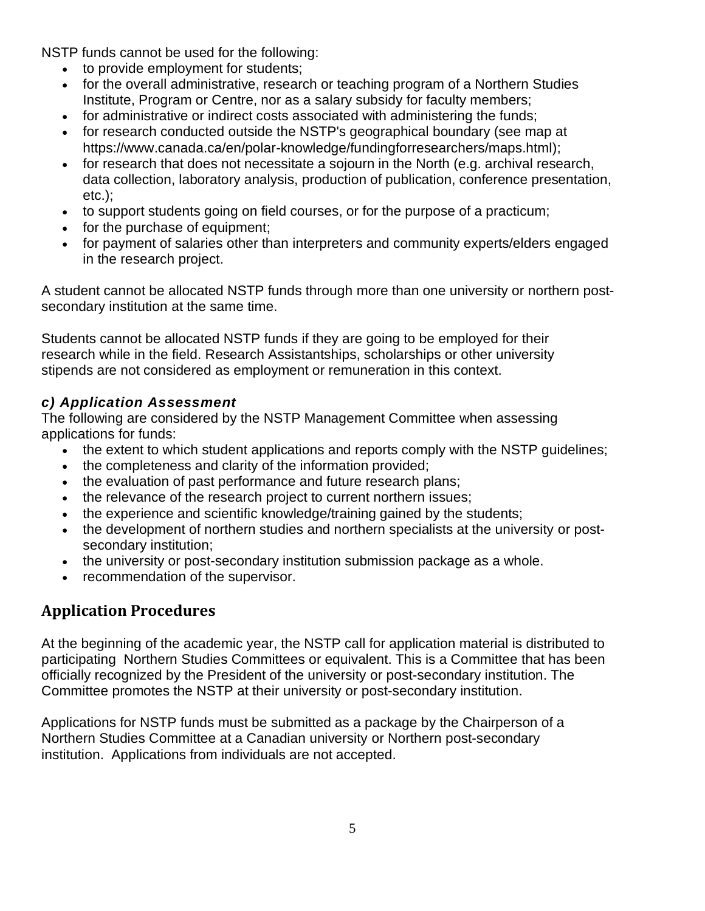NSTP funds cannot be used for the following:

- to provide employment for students;
- for the overall administrative, research or teaching program of a Northern Studies Institute, Program or Centre, nor as a salary subsidy for faculty members;
- for administrative or indirect costs associated with administering the funds;
- for research conducted outside the NSTP's geographical boundary (see map at https://www.canada.ca/en/polar-knowledge/fundingforresearchers/maps.html);
- for research that does not necessitate a sojourn in the North (e.g. archival research, data collection, laboratory analysis, production of publication, conference presentation, etc.);
- to support students going on field courses, or for the purpose of a practicum;
- for the purchase of equipment;
- for payment of salaries other than interpreters and community experts/elders engaged in the research project.

A student cannot be allocated NSTP funds through more than one university or northern post-secondary institution at the same time.

Students cannot be allocated NSTP funds if they are going to be employed for their research while in the field. Research Assistantships, scholarships or other university stipends are not considered as employment or remuneration in this context.

### *c) Application Assessment*

The following are considered by the NSTP Management Committee when assessing applications for funds:

- the extent to which student applications and reports comply with the NSTP guidelines;
- the completeness and clarity of the information provided;
- the evaluation of past performance and future research plans;
- the relevance of the research project to current northern issues;
- the experience and scientific knowledge/training gained by the students;
- the development of northern studies and northern specialists at the university or post-secondary institution;
- the university or post-secondary institution submission package as a whole.
- recommendation of the supervisor.

## Application Procedures

At the beginning of the academic year, the NSTP call for application material is distributed to participating Northern Studies Committees or equivalent. This is a Committee that has been officially recognized by the President of the university or post-secondary institution. The Committee promotes the NSTP at their university or post-secondary institution.

Applications for NSTP funds must be submitted as a package by the Chairperson of a Northern Studies Committee at a Canadian university or Northern post-secondary institution. Applications from individuals are not accepted.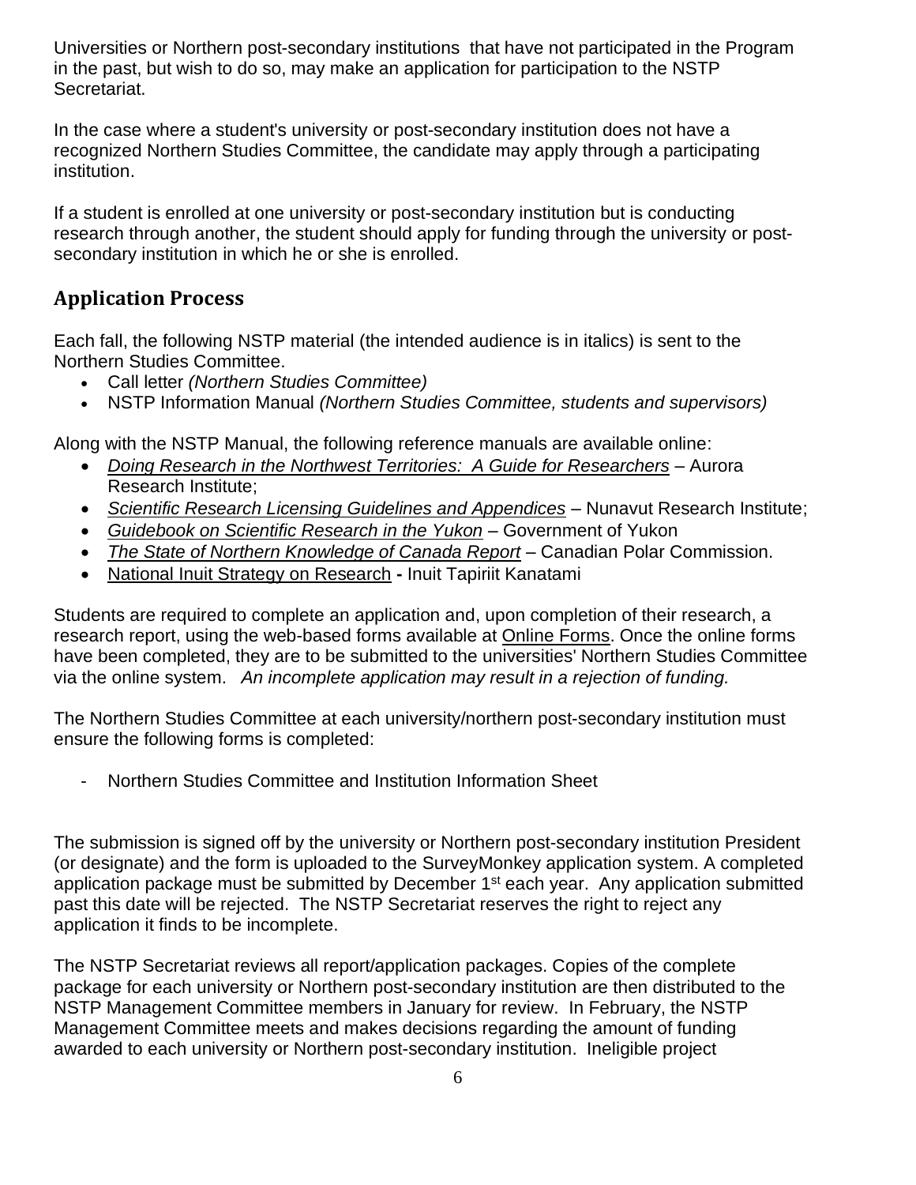Universities or Northern post-secondary institutions that have not participated in the Program in the past, but wish to do so, may make an application for participation to the NSTP Secretariat.

In the case where a student's university or post-secondary institution does not have a recognized Northern Studies Committee, the candidate may apply through a participating institution.

If a student is enrolled at one university or post-secondary institution but is conducting research through another, the student should apply for funding through the university or post-secondary institution in which he or she is enrolled.

## Application Process

Each fall, the following NSTP material (the intended audience is in italics) is sent to the Northern Studies Committee.

- Call letter *(Northern Studies Committee)*
- NSTP Information Manual *(Northern Studies Committee, students and supervisors)*

Along with the NSTP Manual, the following reference manuals are available online:

- *Doing Research in the Northwest Territories: A Guide for Researchers* – Aurora Research Institute;
- *Scientific Research Licensing Guidelines and Appendices* – Nunavut Research Institute;
- *Guidebook on Scientific Research in the Yukon* – Government of Yukon
- *The State of Northern Knowledge of Canada Report* – Canadian Polar Commission.
- National Inuit Strategy on Research **-** Inuit Tapiriit Kanatami

Students are required to complete an application and, upon completion of their research, a research report, using the web-based forms available at Online Forms. Once the online forms have been completed, they are to be submitted to the universities' Northern Studies Committee via the online system. *An incomplete application may result in a rejection of funding.*

The Northern Studies Committee at each university/northern post-secondary institution must ensure the following forms is completed:

- Northern Studies Committee and Institution Information Sheet

The submission is signed off by the university or Northern post-secondary institution President (or designate) and the form is uploaded to the SurveyMonkey application system. A completed application package must be submitted by December 1st each year. Any application submitted past this date will be rejected. The NSTP Secretariat reserves the right to reject any application it finds to be incomplete.

The NSTP Secretariat reviews all report/application packages. Copies of the complete package for each university or Northern post-secondary institution are then distributed to the NSTP Management Committee members in January for review. In February, the NSTP Management Committee meets and makes decisions regarding the amount of funding awarded to each university or Northern post-secondary institution. Ineligible project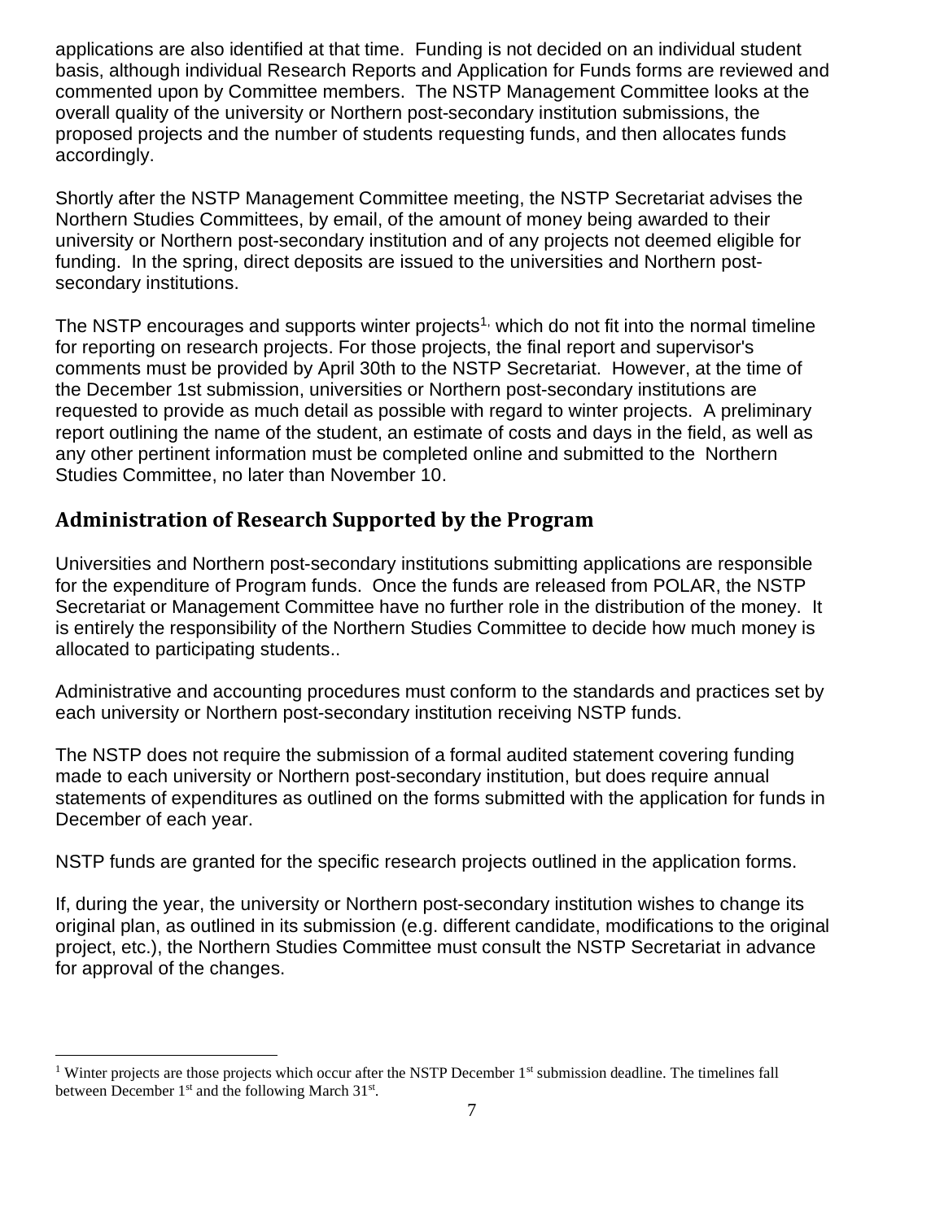applications are also identified at that time. Funding is not decided on an individual student basis, although individual Research Reports and Application for Funds forms are reviewed and commented upon by Committee members. The NSTP Management Committee looks at the overall quality of the university or Northern post-secondary institution submissions, the proposed projects and the number of students requesting funds, and then allocates funds accordingly.

Shortly after the NSTP Management Committee meeting, the NSTP Secretariat advises the Northern Studies Committees, by email, of the amount of money being awarded to their university or Northern post-secondary institution and of any projects not deemed eligible for funding. In the spring, direct deposits are issued to the universities and Northern post-secondary institutions.

The NSTP encourages and supports winter projects[1], which do not fit into the normal timeline for reporting on research projects. For those projects, the final report and supervisor's comments must be provided by April 30th to the NSTP Secretariat. However, at the time of the December 1st submission, universities or Northern post-secondary institutions are requested to provide as much detail as possible with regard to winter projects. A preliminary report outlining the name of the student, an estimate of costs and days in the field, as well as any other pertinent information must be completed online and submitted to the Northern Studies Committee, no later than November 10.

## Administration of Research Supported by the Program

Universities and Northern post-secondary institutions submitting applications are responsible for the expenditure of Program funds. Once the funds are released from POLAR, the NSTP Secretariat or Management Committee have no further role in the distribution of the money. It is entirely the responsibility of the Northern Studies Committee to decide how much money is allocated to participating students..

Administrative and accounting procedures must conform to the standards and practices set by each university or Northern post-secondary institution receiving NSTP funds.

The NSTP does not require the submission of a formal audited statement covering funding made to each university or Northern post-secondary institution, but does require annual statements of expenditures as outlined on the forms submitted with the application for funds in December of each year.

NSTP funds are granted for the specific research projects outlined in the application forms.

If, during the year, the university or Northern post-secondary institution wishes to change its original plan, as outlined in its submission (e.g. different candidate, modifications to the original project, etc.), the Northern Studies Committee must consult the NSTP Secretariat in advance for approval of the changes.

---

[1] Winter projects are those projects which occur after the NSTP December 1st submission deadline. The timelines fall between December 1st and the following March 31st.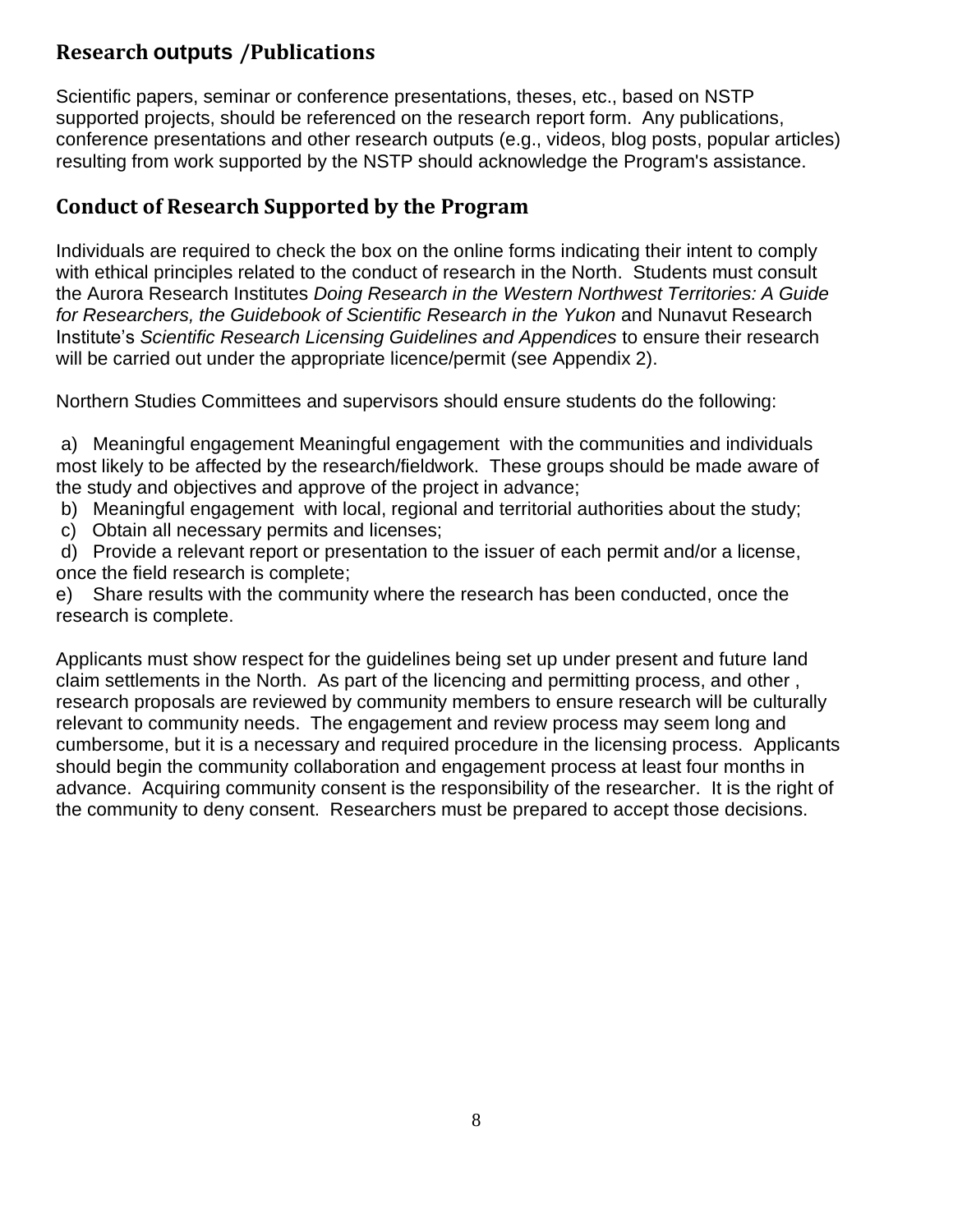## Research outputs /Publications

Scientific papers, seminar or conference presentations, theses, etc., based on NSTP supported projects, should be referenced on the research report form. Any publications, conference presentations and other research outputs (e.g., videos, blog posts, popular articles) resulting from work supported by the NSTP should acknowledge the Program's assistance.

## Conduct of Research Supported by the Program

Individuals are required to check the box on the online forms indicating their intent to comply with ethical principles related to the conduct of research in the North. Students must consult the Aurora Research Institutes *Doing Research in the Western Northwest Territories: A Guide for Researchers, the Guidebook of Scientific Research in the Yukon* and Nunavut Research Institute's *Scientific Research Licensing Guidelines and Appendices* to ensure their research will be carried out under the appropriate licence/permit (see Appendix 2).

Northern Studies Committees and supervisors should ensure students do the following:

a) Meaningful engagement Meaningful engagement with the communities and individuals most likely to be affected by the research/fieldwork. These groups should be made aware of the study and objectives and approve of the project in advance;
b) Meaningful engagement with local, regional and territorial authorities about the study;
c) Obtain all necessary permits and licenses;
d) Provide a relevant report or presentation to the issuer of each permit and/or a license, once the field research is complete;
e) Share results with the community where the research has been conducted, once the research is complete.

Applicants must show respect for the guidelines being set up under present and future land claim settlements in the North. As part of the licencing and permitting process, and other , research proposals are reviewed by community members to ensure research will be culturally relevant to community needs. The engagement and review process may seem long and cumbersome, but it is a necessary and required procedure in the licensing process. Applicants should begin the community collaboration and engagement process at least four months in advance. Acquiring community consent is the responsibility of the researcher. It is the right of the community to deny consent. Researchers must be prepared to accept those decisions.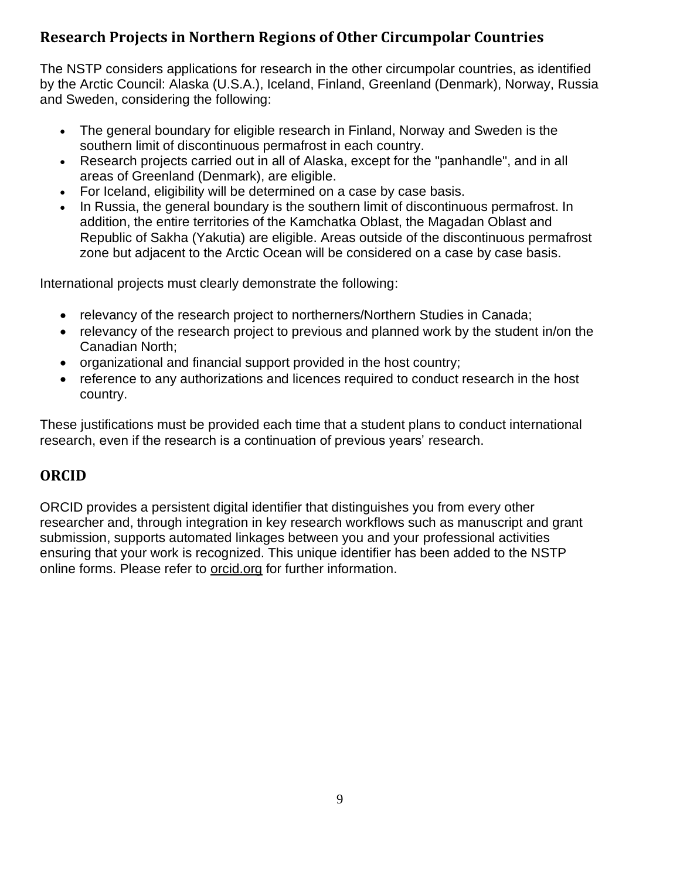## Research Projects in Northern Regions of Other Circumpolar Countries

The NSTP considers applications for research in the other circumpolar countries, as identified by the Arctic Council: Alaska (U.S.A.), Iceland, Finland, Greenland (Denmark), Norway, Russia and Sweden, considering the following:

- The general boundary for eligible research in Finland, Norway and Sweden is the southern limit of discontinuous permafrost in each country.
- Research projects carried out in all of Alaska, except for the "panhandle", and in all areas of Greenland (Denmark), are eligible.
- For Iceland, eligibility will be determined on a case by case basis.
- In Russia, the general boundary is the southern limit of discontinuous permafrost. In addition, the entire territories of the Kamchatka Oblast, the Magadan Oblast and Republic of Sakha (Yakutia) are eligible. Areas outside of the discontinuous permafrost zone but adjacent to the Arctic Ocean will be considered on a case by case basis.

International projects must clearly demonstrate the following:

- relevancy of the research project to northerners/Northern Studies in Canada;
- relevancy of the research project to previous and planned work by the student in/on the Canadian North;
- organizational and financial support provided in the host country;
- reference to any authorizations and licences required to conduct research in the host country.

These justifications must be provided each time that a student plans to conduct international research, even if the research is a continuation of previous years' research.

## ORCID

ORCID provides a persistent digital identifier that distinguishes you from every other researcher and, through integration in key research workflows such as manuscript and grant submission, supports automated linkages between you and your professional activities ensuring that your work is recognized. This unique identifier has been added to the NSTP online forms. Please refer to orcid.org for further information.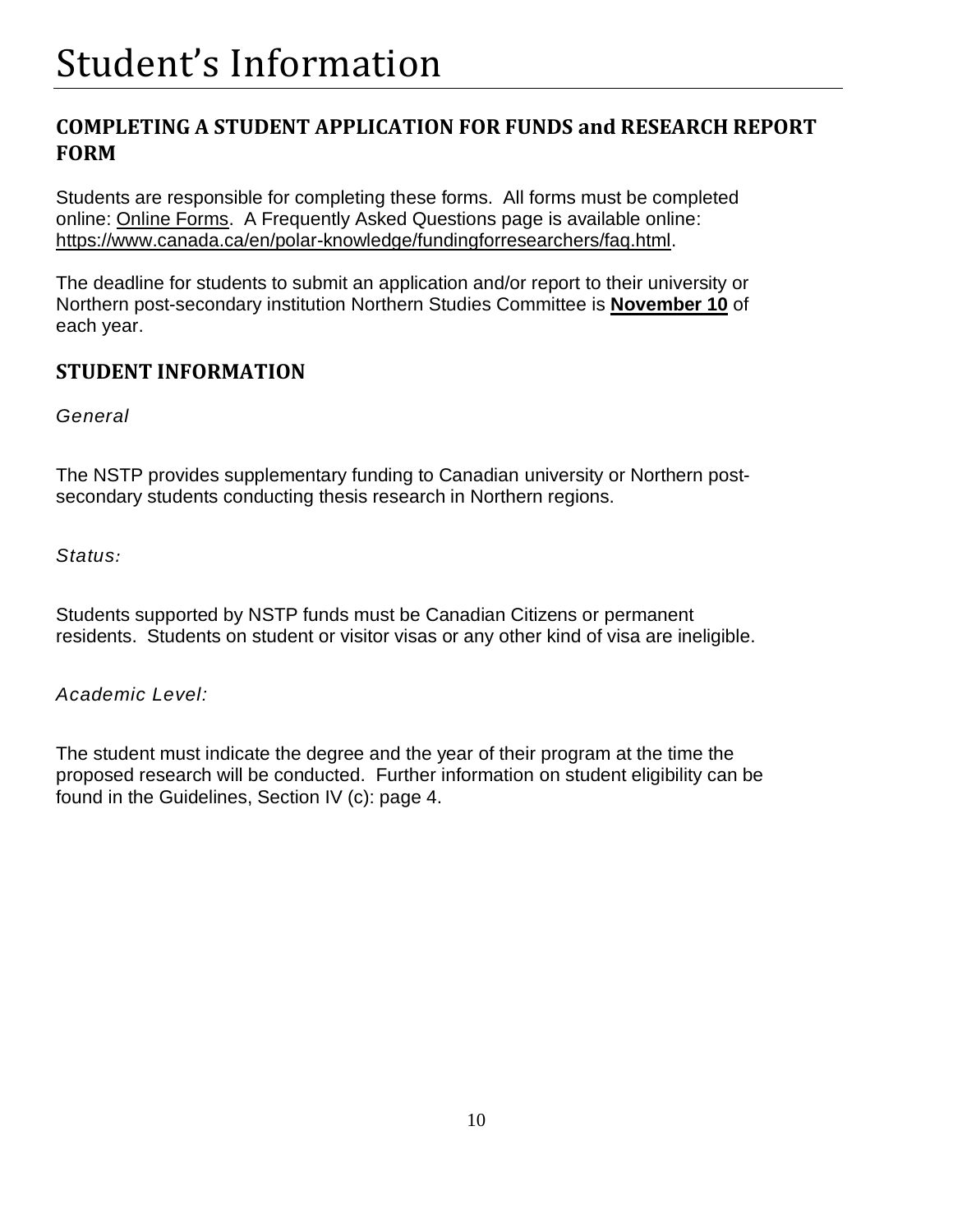# Student's Information

## COMPLETING A STUDENT APPLICATION FOR FUNDS and RESEARCH REPORT FORM

Students are responsible for completing these forms. All forms must be completed online: Online Forms. A Frequently Asked Questions page is available online: https://www.canada.ca/en/polar-knowledge/fundingforresearchers/faq.html.

The deadline for students to submit an application and/or report to their university or Northern post-secondary institution Northern Studies Committee is **November 10** of each year.

## STUDENT INFORMATION

*General*

The NSTP provides supplementary funding to Canadian university or Northern post-secondary students conducting thesis research in Northern regions.

*Status:*

Students supported by NSTP funds must be Canadian Citizens or permanent residents. Students on student or visitor visas or any other kind of visa are ineligible.

*Academic Level:*

The student must indicate the degree and the year of their program at the time the proposed research will be conducted. Further information on student eligibility can be found in the Guidelines, Section IV (c): page 4.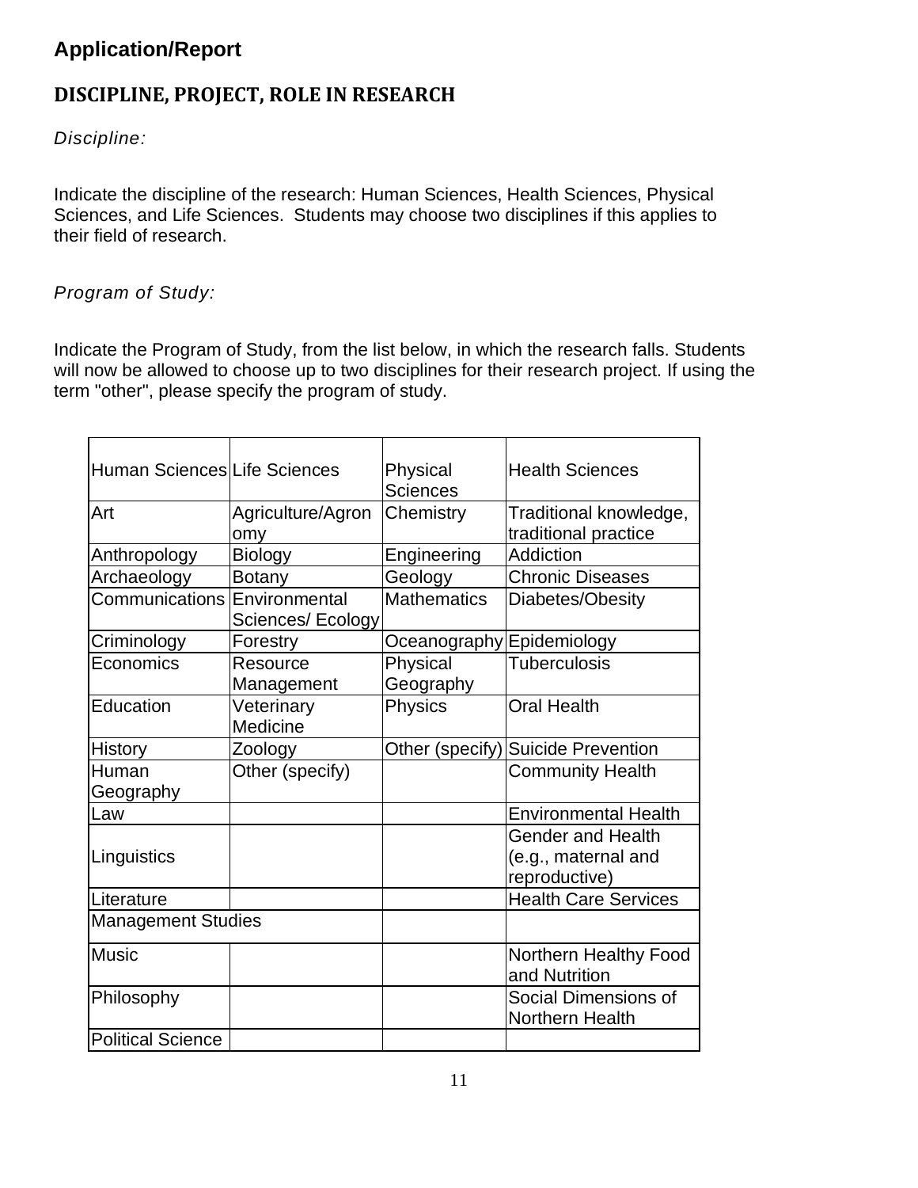## Application/Report

### DISCIPLINE, PROJECT, ROLE IN RESEARCH

*Discipline:*

Indicate the discipline of the research: Human Sciences, Health Sciences, Physical Sciences, and Life Sciences. Students may choose two disciplines if this applies to their field of research.

*Program of Study:*

Indicate the Program of Study, from the list below, in which the research falls. Students will now be allowed to choose up to two disciplines for their research project. If using the term "other", please specify the program of study.

| Human Sciences | Life Sciences | Physical Sciences | Health Sciences |
|---|---|---|---|
| Art | Agriculture/Agronomy | Chemistry | Traditional knowledge, traditional practice |
| Anthropology | Biology | Engineering | Addiction |
| Archaeology | Botany | Geology | Chronic Diseases |
| Communications | Environmental Sciences/ Ecology | Mathematics | Diabetes/Obesity |
| Criminology | Forestry | Oceanography | Epidemiology |
| Economics | Resource Management | Physical Geography | Tuberculosis |
| Education | Veterinary Medicine | Physics | Oral Health |
| History | Zoology | Other (specify) | Suicide Prevention |
| Human Geography | Other (specify) | | Community Health |
| Law | | | Environmental Health |
| Linguistics | | | Gender and Health (e.g., maternal and reproductive) |
| Literature | | | Health Care Services |
| Management Studies | | | |
| Music | | | Northern Healthy Food and Nutrition |
| Philosophy | | | Social Dimensions of Northern Health |
| Political Science | | | |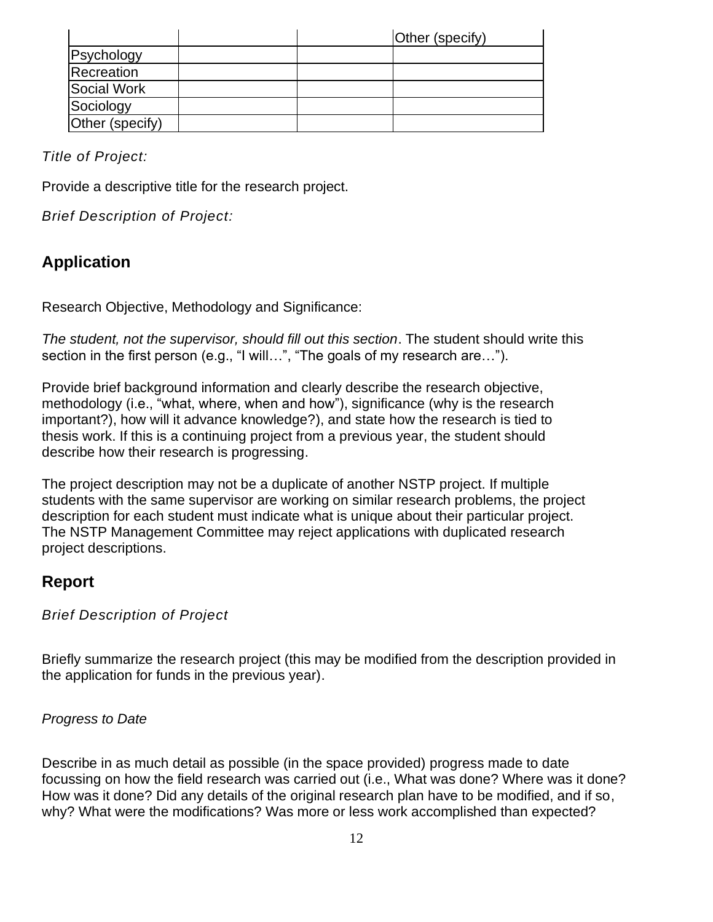| | | | Other (specify) |
|---|---|---|---|
| Psychology | | | |
| Recreation | | | |
| Social Work | | | |
| Sociology | | | |
| Other (specify) | | | |

*Title of Project:*

Provide a descriptive title for the research project.

*Brief Description of Project:*

## Application

Research Objective, Methodology and Significance:

*The student, not the supervisor, should fill out this section*. The student should write this section in the first person (e.g., “I will…”, “The goals of my research are…”).

Provide brief background information and clearly describe the research objective, methodology (i.e., “what, where, when and how”), significance (why is the research important?), how will it advance knowledge?), and state how the research is tied to thesis work. If this is a continuing project from a previous year, the student should describe how their research is progressing.

The project description may not be a duplicate of another NSTP project. If multiple students with the same supervisor are working on similar research problems, the project description for each student must indicate what is unique about their particular project. The NSTP Management Committee may reject applications with duplicated research project descriptions.

## Report

*Brief Description of Project*

Briefly summarize the research project (this may be modified from the description provided in the application for funds in the previous year).

*Progress to Date*

Describe in as much detail as possible (in the space provided) progress made to date focussing on how the field research was carried out (i.e., What was done? Where was it done? How was it done? Did any details of the original research plan have to be modified, and if so, why? What were the modifications? Was more or less work accomplished than expected?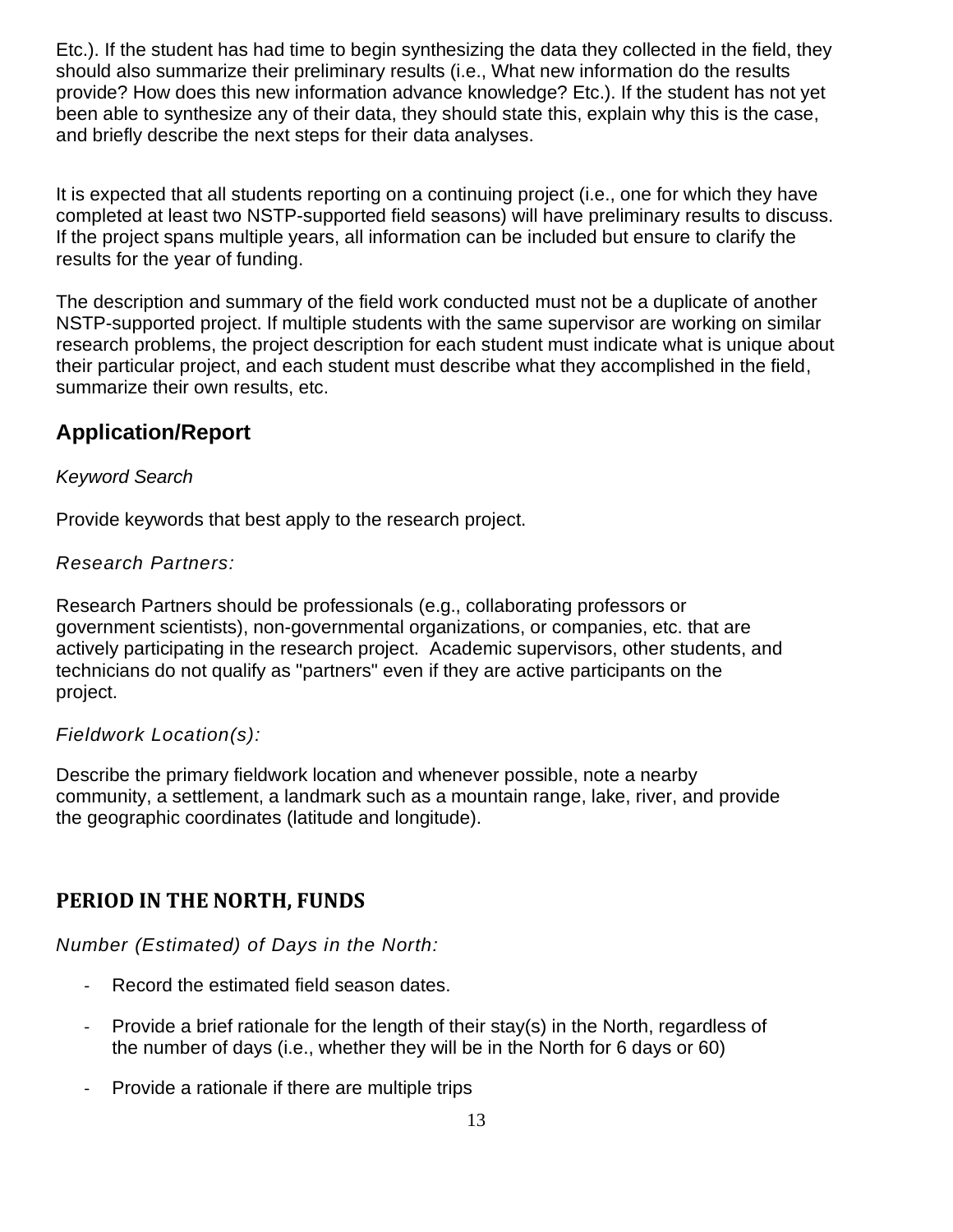Etc.). If the student has had time to begin synthesizing the data they collected in the field, they should also summarize their preliminary results (i.e., What new information do the results provide? How does this new information advance knowledge? Etc.). If the student has not yet been able to synthesize any of their data, they should state this, explain why this is the case, and briefly describe the next steps for their data analyses.

It is expected that all students reporting on a continuing project (i.e., one for which they have completed at least two NSTP-supported field seasons) will have preliminary results to discuss. If the project spans multiple years, all information can be included but ensure to clarify the results for the year of funding.

The description and summary of the field work conducted must not be a duplicate of another NSTP-supported project. If multiple students with the same supervisor are working on similar research problems, the project description for each student must indicate what is unique about their particular project, and each student must describe what they accomplished in the field, summarize their own results, etc.

## Application/Report

*Keyword Search*

Provide keywords that best apply to the research project.

*Research Partners:*

Research Partners should be professionals (e.g., collaborating professors or government scientists), non-governmental organizations, or companies, etc. that are actively participating in the research project. Academic supervisors, other students, and technicians do not qualify as "partners" even if they are active participants on the project.

*Fieldwork Location(s):*

Describe the primary fieldwork location and whenever possible, note a nearby community, a settlement, a landmark such as a mountain range, lake, river, and provide the geographic coordinates (latitude and longitude).

## PERIOD IN THE NORTH, FUNDS

*Number (Estimated) of Days in the North:*

- Record the estimated field season dates.
- Provide a brief rationale for the length of their stay(s) in the North, regardless of the number of days (i.e., whether they will be in the North for 6 days or 60)
- Provide a rationale if there are multiple trips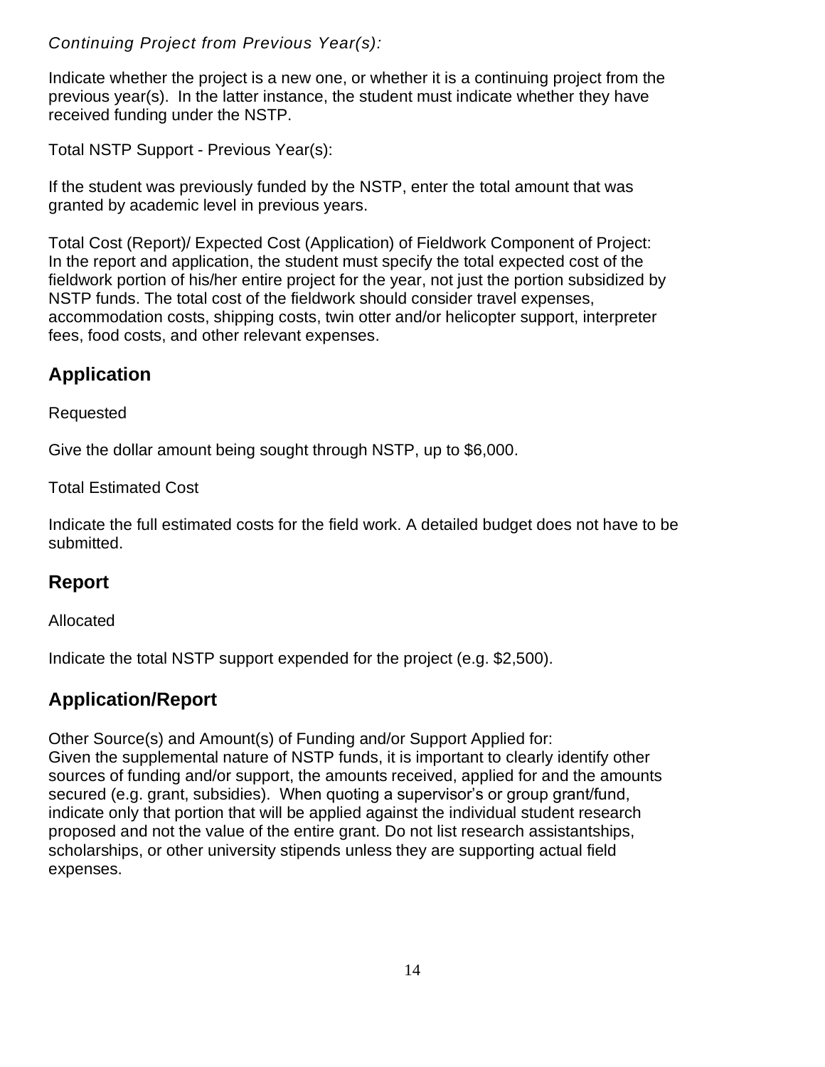*Continuing Project from Previous Year(s):*

Indicate whether the project is a new one, or whether it is a continuing project from the previous year(s). In the latter instance, the student must indicate whether they have received funding under the NSTP.

Total NSTP Support - Previous Year(s):

If the student was previously funded by the NSTP, enter the total amount that was granted by academic level in previous years.

Total Cost (Report)/ Expected Cost (Application) of Fieldwork Component of Project:
In the report and application, the student must specify the total expected cost of the fieldwork portion of his/her entire project for the year, not just the portion subsidized by NSTP funds. The total cost of the fieldwork should consider travel expenses, accommodation costs, shipping costs, twin otter and/or helicopter support, interpreter fees, food costs, and other relevant expenses.

## Application

Requested

Give the dollar amount being sought through NSTP, up to $6,000.

Total Estimated Cost

Indicate the full estimated costs for the field work. A detailed budget does not have to be submitted.

## Report

Allocated

Indicate the total NSTP support expended for the project (e.g. $2,500).

## Application/Report

Other Source(s) and Amount(s) of Funding and/or Support Applied for:
Given the supplemental nature of NSTP funds, it is important to clearly identify other sources of funding and/or support, the amounts received, applied for and the amounts secured (e.g. grant, subsidies). When quoting a supervisor's or group grant/fund, indicate only that portion that will be applied against the individual student research proposed and not the value of the entire grant. Do not list research assistantships, scholarships, or other university stipends unless they are supporting actual field expenses.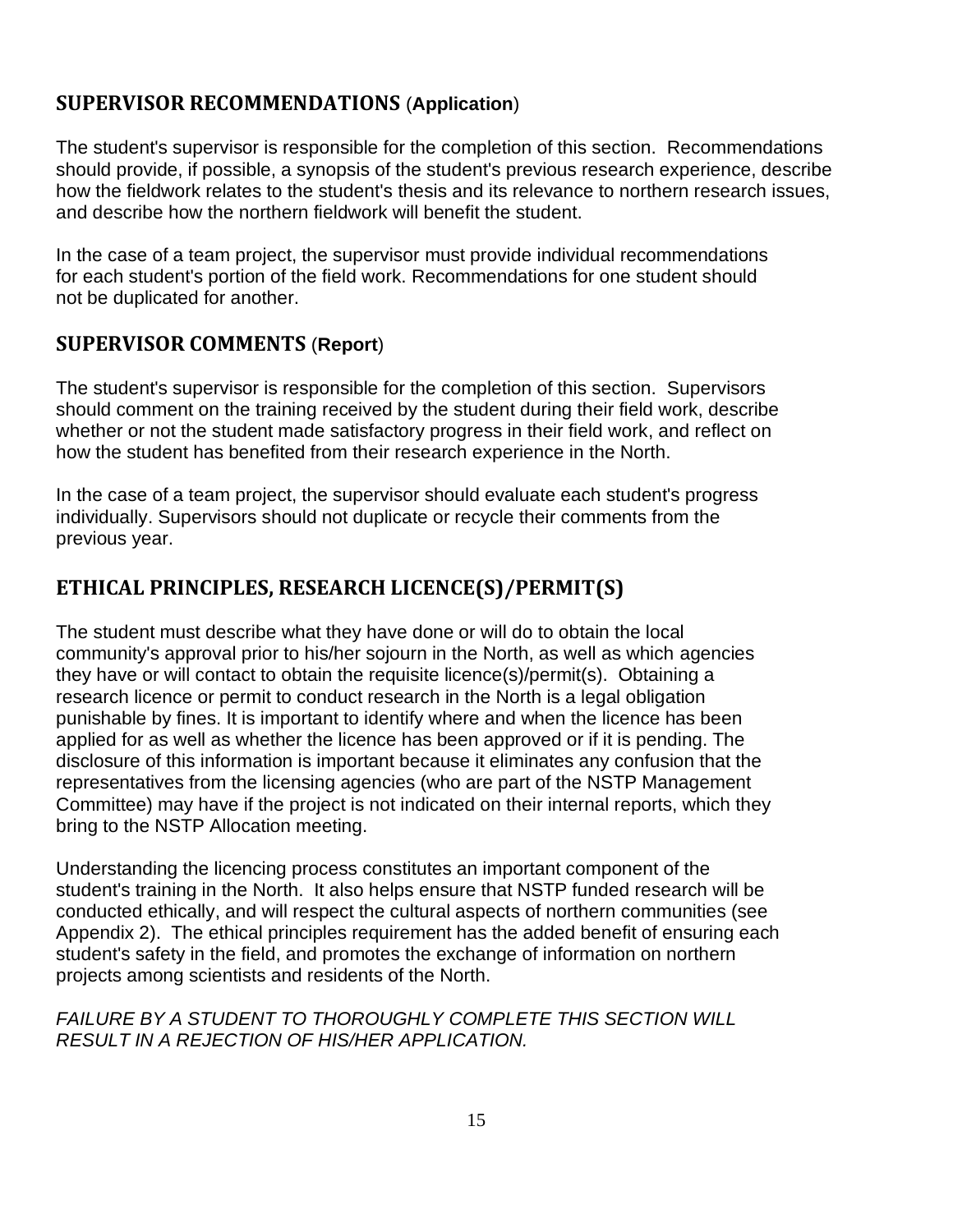## SUPERVISOR RECOMMENDATIONS (**Application**)

The student's supervisor is responsible for the completion of this section. Recommendations should provide, if possible, a synopsis of the student's previous research experience, describe how the fieldwork relates to the student's thesis and its relevance to northern research issues, and describe how the northern fieldwork will benefit the student.

In the case of a team project, the supervisor must provide individual recommendations for each student's portion of the field work. Recommendations for one student should not be duplicated for another.

## SUPERVISOR COMMENTS (**Report**)

The student's supervisor is responsible for the completion of this section. Supervisors should comment on the training received by the student during their field work, describe whether or not the student made satisfactory progress in their field work, and reflect on how the student has benefited from their research experience in the North.

In the case of a team project, the supervisor should evaluate each student's progress individually. Supervisors should not duplicate or recycle their comments from the previous year.

## ETHICAL PRINCIPLES, RESEARCH LICENCE(S)/PERMIT(S)

The student must describe what they have done or will do to obtain the local community's approval prior to his/her sojourn in the North, as well as which agencies they have or will contact to obtain the requisite licence(s)/permit(s). Obtaining a research licence or permit to conduct research in the North is a legal obligation punishable by fines. It is important to identify where and when the licence has been applied for as well as whether the licence has been approved or if it is pending. The disclosure of this information is important because it eliminates any confusion that the representatives from the licensing agencies (who are part of the NSTP Management Committee) may have if the project is not indicated on their internal reports, which they bring to the NSTP Allocation meeting.

Understanding the licencing process constitutes an important component of the student's training in the North. It also helps ensure that NSTP funded research will be conducted ethically, and will respect the cultural aspects of northern communities (see Appendix 2). The ethical principles requirement has the added benefit of ensuring each student's safety in the field, and promotes the exchange of information on northern projects among scientists and residents of the North.

*FAILURE BY A STUDENT TO THOROUGHLY COMPLETE THIS SECTION WILL RESULT IN A REJECTION OF HIS/HER APPLICATION.*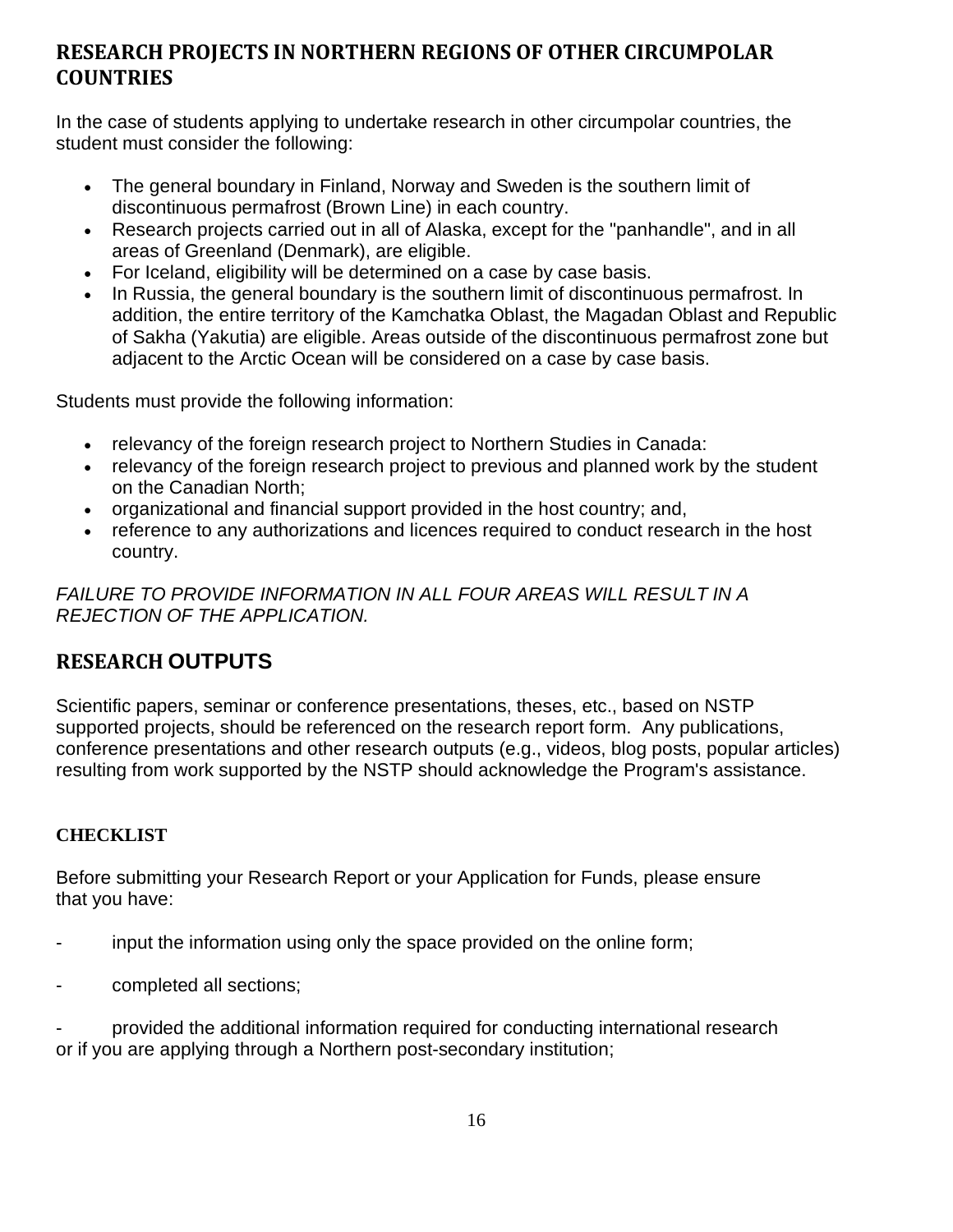## RESEARCH PROJECTS IN NORTHERN REGIONS OF OTHER CIRCUMPOLAR COUNTRIES

In the case of students applying to undertake research in other circumpolar countries, the student must consider the following:

- The general boundary in Finland, Norway and Sweden is the southern limit of discontinuous permafrost (Brown Line) in each country.
- Research projects carried out in all of Alaska, except for the "panhandle", and in all areas of Greenland (Denmark), are eligible.
- For Iceland, eligibility will be determined on a case by case basis.
- In Russia, the general boundary is the southern limit of discontinuous permafrost. In addition, the entire territory of the Kamchatka Oblast, the Magadan Oblast and Republic of Sakha (Yakutia) are eligible. Areas outside of the discontinuous permafrost zone but adjacent to the Arctic Ocean will be considered on a case by case basis.

Students must provide the following information:

- relevancy of the foreign research project to Northern Studies in Canada:
- relevancy of the foreign research project to previous and planned work by the student on the Canadian North;
- organizational and financial support provided in the host country; and,
- reference to any authorizations and licences required to conduct research in the host country.

*FAILURE TO PROVIDE INFORMATION IN ALL FOUR AREAS WILL RESULT IN A REJECTION OF THE APPLICATION.*

## RESEARCH OUTPUTS

Scientific papers, seminar or conference presentations, theses, etc., based on NSTP supported projects, should be referenced on the research report form. Any publications, conference presentations and other research outputs (e.g., videos, blog posts, popular articles) resulting from work supported by the NSTP should acknowledge the Program's assistance.

### CHECKLIST

Before submitting your Research Report or your Application for Funds, please ensure that you have:

- input the information using only the space provided on the online form;
- completed all sections;
- provided the additional information required for conducting international research or if you are applying through a Northern post-secondary institution;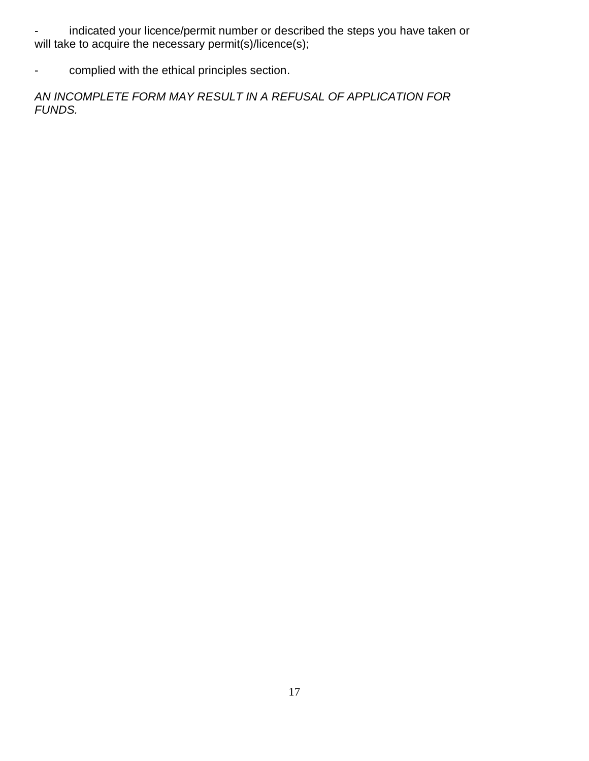- indicated your licence/permit number or described the steps you have taken or will take to acquire the necessary permit(s)/licence(s);

- complied with the ethical principles section.

*AN INCOMPLETE FORM MAY RESULT IN A REFUSAL OF APPLICATION FOR FUNDS.*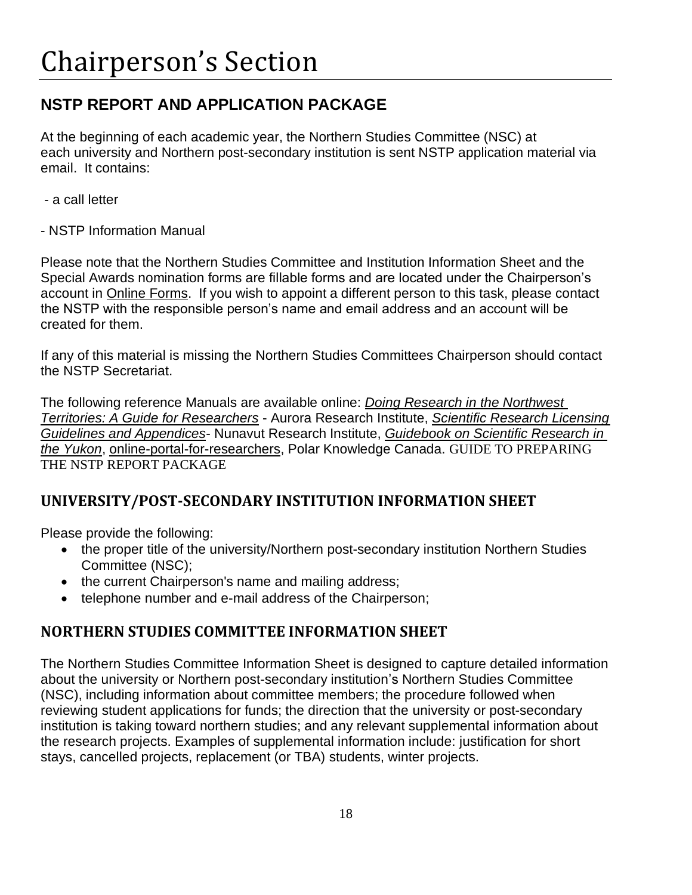# Chairperson's Section

## NSTP REPORT AND APPLICATION PACKAGE

At the beginning of each academic year, the Northern Studies Committee (NSC) at each university and Northern post-secondary institution is sent NSTP application material via email. It contains:

- a call letter

- NSTP Information Manual

Please note that the Northern Studies Committee and Institution Information Sheet and the Special Awards nomination forms are fillable forms and are located under the Chairperson's account in Online Forms. If you wish to appoint a different person to this task, please contact the NSTP with the responsible person's name and email address and an account will be created for them.

If any of this material is missing the Northern Studies Committees Chairperson should contact the NSTP Secretariat.

The following reference Manuals are available online: *Doing Research in the Northwest Territories: A Guide for Researchers* - Aurora Research Institute, *Scientific Research Licensing Guidelines and Appendices*- Nunavut Research Institute, *Guidebook on Scientific Research in the Yukon*, online-portal-for-researchers, Polar Knowledge Canada. GUIDE TO PREPARING THE NSTP REPORT PACKAGE

## UNIVERSITY/POST-SECONDARY INSTITUTION INFORMATION SHEET

Please provide the following:

- the proper title of the university/Northern post-secondary institution Northern Studies Committee (NSC);
- the current Chairperson's name and mailing address;
- telephone number and e-mail address of the Chairperson;

## NORTHERN STUDIES COMMITTEE INFORMATION SHEET

The Northern Studies Committee Information Sheet is designed to capture detailed information about the university or Northern post-secondary institution's Northern Studies Committee (NSC), including information about committee members; the procedure followed when reviewing student applications for funds; the direction that the university or post-secondary institution is taking toward northern studies; and any relevant supplemental information about the research projects. Examples of supplemental information include: justification for short stays, cancelled projects, replacement (or TBA) students, winter projects.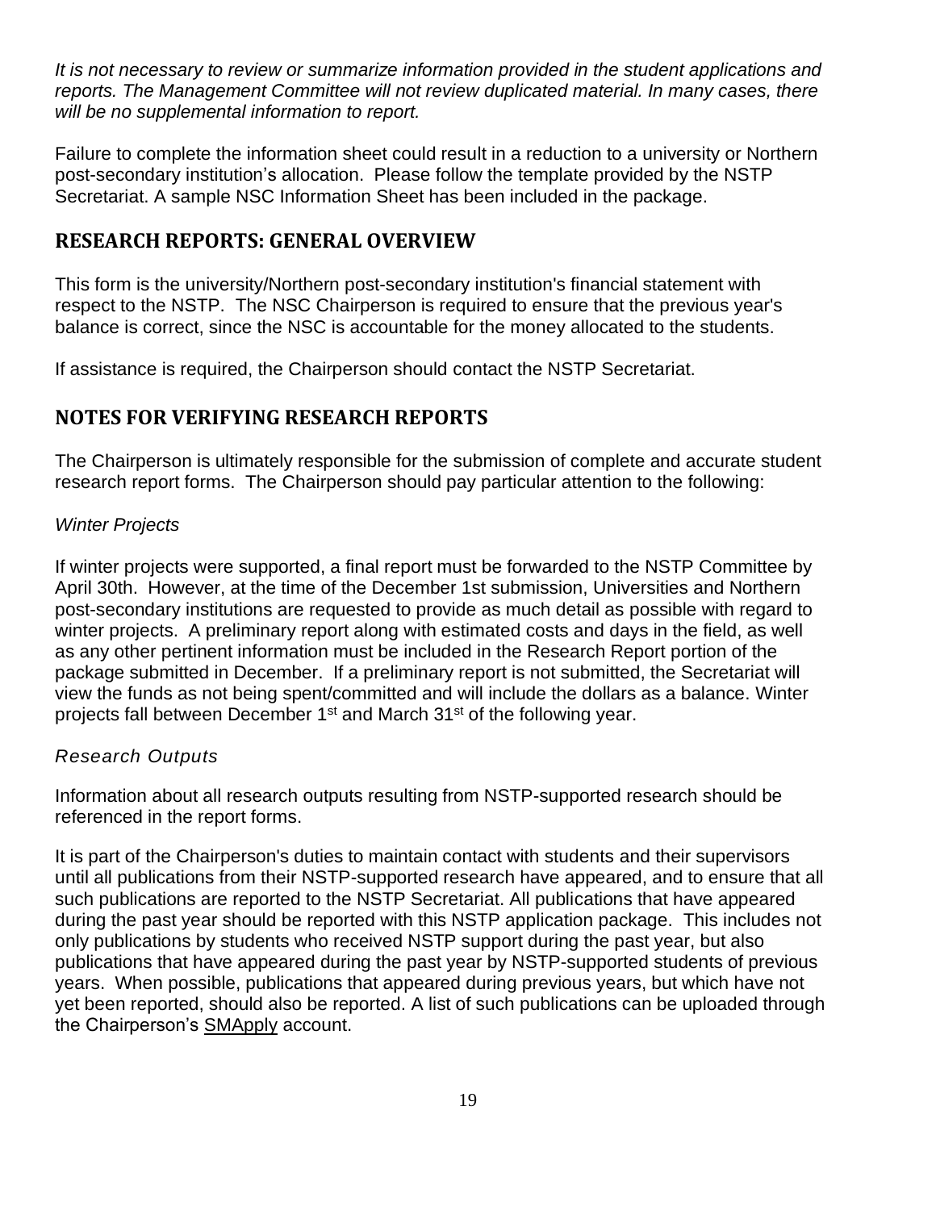*It is not necessary to review or summarize information provided in the student applications and reports. The Management Committee will not review duplicated material. In many cases, there will be no supplemental information to report.*

Failure to complete the information sheet could result in a reduction to a university or Northern post-secondary institution's allocation. Please follow the template provided by the NSTP Secretariat. A sample NSC Information Sheet has been included in the package.

## RESEARCH REPORTS: GENERAL OVERVIEW

This form is the university/Northern post-secondary institution's financial statement with respect to the NSTP. The NSC Chairperson is required to ensure that the previous year's balance is correct, since the NSC is accountable for the money allocated to the students.

If assistance is required, the Chairperson should contact the NSTP Secretariat.

## NOTES FOR VERIFYING RESEARCH REPORTS

The Chairperson is ultimately responsible for the submission of complete and accurate student research report forms. The Chairperson should pay particular attention to the following:

*Winter Projects*

If winter projects were supported, a final report must be forwarded to the NSTP Committee by April 30th. However, at the time of the December 1st submission, Universities and Northern post-secondary institutions are requested to provide as much detail as possible with regard to winter projects. A preliminary report along with estimated costs and days in the field, as well as any other pertinent information must be included in the Research Report portion of the package submitted in December. If a preliminary report is not submitted, the Secretariat will view the funds as not being spent/committed and will include the dollars as a balance. Winter projects fall between December 1st and March 31st of the following year.

*Research Outputs*

Information about all research outputs resulting from NSTP-supported research should be referenced in the report forms.

It is part of the Chairperson's duties to maintain contact with students and their supervisors until all publications from their NSTP-supported research have appeared, and to ensure that all such publications are reported to the NSTP Secretariat. All publications that have appeared during the past year should be reported with this NSTP application package. This includes not only publications by students who received NSTP support during the past year, but also publications that have appeared during the past year by NSTP-supported students of previous years. When possible, publications that appeared during previous years, but which have not yet been reported, should also be reported. A list of such publications can be uploaded through the Chairperson's SMApply account.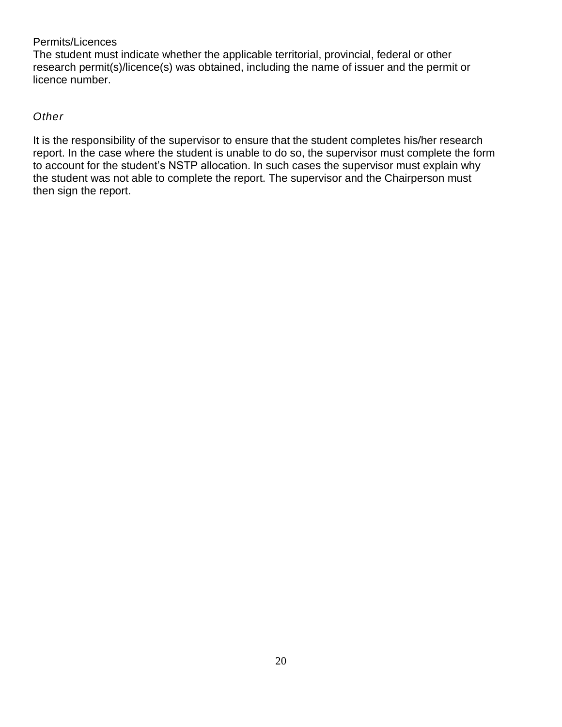Permits/Licences
The student must indicate whether the applicable territorial, provincial, federal or other research permit(s)/licence(s) was obtained, including the name of issuer and the permit or licence number.

*Other*

It is the responsibility of the supervisor to ensure that the student completes his/her research report. In the case where the student is unable to do so, the supervisor must complete the form to account for the student's NSTP allocation. In such cases the supervisor must explain why the student was not able to complete the report. The supervisor and the Chairperson must then sign the report.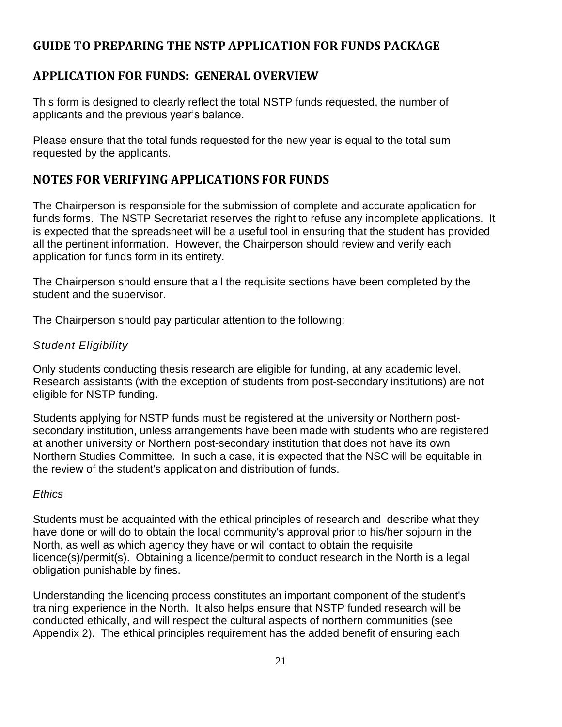## GUIDE TO PREPARING THE NSTP APPLICATION FOR FUNDS PACKAGE

## APPLICATION FOR FUNDS: GENERAL OVERVIEW

This form is designed to clearly reflect the total NSTP funds requested, the number of applicants and the previous year's balance.

Please ensure that the total funds requested for the new year is equal to the total sum requested by the applicants.

## NOTES FOR VERIFYING APPLICATIONS FOR FUNDS

The Chairperson is responsible for the submission of complete and accurate application for funds forms. The NSTP Secretariat reserves the right to refuse any incomplete applications. It is expected that the spreadsheet will be a useful tool in ensuring that the student has provided all the pertinent information. However, the Chairperson should review and verify each application for funds form in its entirety.

The Chairperson should ensure that all the requisite sections have been completed by the student and the supervisor.

The Chairperson should pay particular attention to the following:

### *Student Eligibility*

Only students conducting thesis research are eligible for funding, at any academic level. Research assistants (with the exception of students from post-secondary institutions) are not eligible for NSTP funding.

Students applying for NSTP funds must be registered at the university or Northern post-secondary institution, unless arrangements have been made with students who are registered at another university or Northern post-secondary institution that does not have its own Northern Studies Committee. In such a case, it is expected that the NSC will be equitable in the review of the student's application and distribution of funds.

### *Ethics*

Students must be acquainted with the ethical principles of research and describe what they have done or will do to obtain the local community's approval prior to his/her sojourn in the North, as well as which agency they have or will contact to obtain the requisite licence(s)/permit(s). Obtaining a licence/permit to conduct research in the North is a legal obligation punishable by fines.

Understanding the licencing process constitutes an important component of the student's training experience in the North. It also helps ensure that NSTP funded research will be conducted ethically, and will respect the cultural aspects of northern communities (see Appendix 2). The ethical principles requirement has the added benefit of ensuring each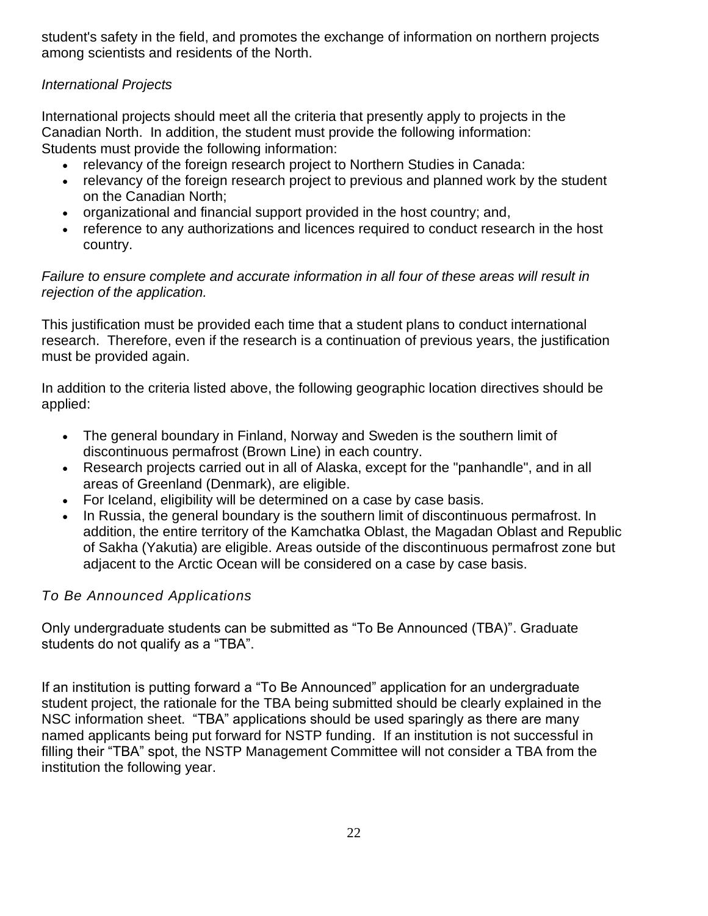student's safety in the field, and promotes the exchange of information on northern projects among scientists and residents of the North.

*International Projects*

International projects should meet all the criteria that presently apply to projects in the Canadian North. In addition, the student must provide the following information:
Students must provide the following information:

- relevancy of the foreign research project to Northern Studies in Canada:
- relevancy of the foreign research project to previous and planned work by the student on the Canadian North;
- organizational and financial support provided in the host country; and,
- reference to any authorizations and licences required to conduct research in the host country.

*Failure to ensure complete and accurate information in all four of these areas will result in rejection of the application.*

This justification must be provided each time that a student plans to conduct international research. Therefore, even if the research is a continuation of previous years, the justification must be provided again.

In addition to the criteria listed above, the following geographic location directives should be applied:

- The general boundary in Finland, Norway and Sweden is the southern limit of discontinuous permafrost (Brown Line) in each country.
- Research projects carried out in all of Alaska, except for the "panhandle", and in all areas of Greenland (Denmark), are eligible.
- For Iceland, eligibility will be determined on a case by case basis.
- In Russia, the general boundary is the southern limit of discontinuous permafrost. In addition, the entire territory of the Kamchatka Oblast, the Magadan Oblast and Republic of Sakha (Yakutia) are eligible. Areas outside of the discontinuous permafrost zone but adjacent to the Arctic Ocean will be considered on a case by case basis.

*To Be Announced Applications*

Only undergraduate students can be submitted as “To Be Announced (TBA)”. Graduate students do not qualify as a “TBA”.

If an institution is putting forward a “To Be Announced” application for an undergraduate student project, the rationale for the TBA being submitted should be clearly explained in the NSC information sheet. “TBA” applications should be used sparingly as there are many named applicants being put forward for NSTP funding. If an institution is not successful in filling their “TBA” spot, the NSTP Management Committee will not consider a TBA from the institution the following year.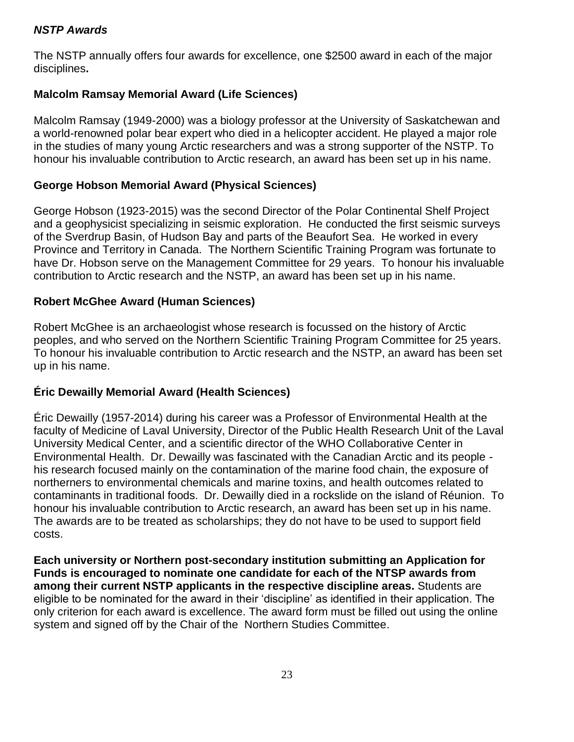### *NSTP Awards*

The NSTP annually offers four awards for excellence, one $2500 award in each of the major disciplines**.**

### Malcolm Ramsay Memorial Award (Life Sciences)

Malcolm Ramsay (1949-2000) was a biology professor at the University of Saskatchewan and a world-renowned polar bear expert who died in a helicopter accident. He played a major role in the studies of many young Arctic researchers and was a strong supporter of the NSTP. To honour his invaluable contribution to Arctic research, an award has been set up in his name.

### George Hobson Memorial Award (Physical Sciences)

George Hobson (1923-2015) was the second Director of the Polar Continental Shelf Project and a geophysicist specializing in seismic exploration. He conducted the first seismic surveys of the Sverdrup Basin, of Hudson Bay and parts of the Beaufort Sea. He worked in every Province and Territory in Canada. The Northern Scientific Training Program was fortunate to have Dr. Hobson serve on the Management Committee for 29 years. To honour his invaluable contribution to Arctic research and the NSTP, an award has been set up in his name.

### Robert McGhee Award (Human Sciences)

Robert McGhee is an archaeologist whose research is focussed on the history of Arctic peoples, and who served on the Northern Scientific Training Program Committee for 25 years. To honour his invaluable contribution to Arctic research and the NSTP, an award has been set up in his name.

### Éric Dewailly Memorial Award (Health Sciences)

Éric Dewailly (1957-2014) during his career was a Professor of Environmental Health at the faculty of Medicine of Laval University, Director of the Public Health Research Unit of the Laval University Medical Center, and a scientific director of the WHO Collaborative Center in Environmental Health. Dr. Dewailly was fascinated with the Canadian Arctic and its people - his research focused mainly on the contamination of the marine food chain, the exposure of northerners to environmental chemicals and marine toxins, and health outcomes related to contaminants in traditional foods. Dr. Dewailly died in a rockslide on the island of Réunion. To honour his invaluable contribution to Arctic research, an award has been set up in his name. The awards are to be treated as scholarships; they do not have to be used to support field costs.

**Each university or Northern post-secondary institution submitting an Application for Funds is encouraged to nominate one candidate for each of the NTSP awards from among their current NSTP applicants in the respective discipline areas.** Students are eligible to be nominated for the award in their 'discipline' as identified in their application. The only criterion for each award is excellence. The award form must be filled out using the online system and signed off by the Chair of the Northern Studies Committee.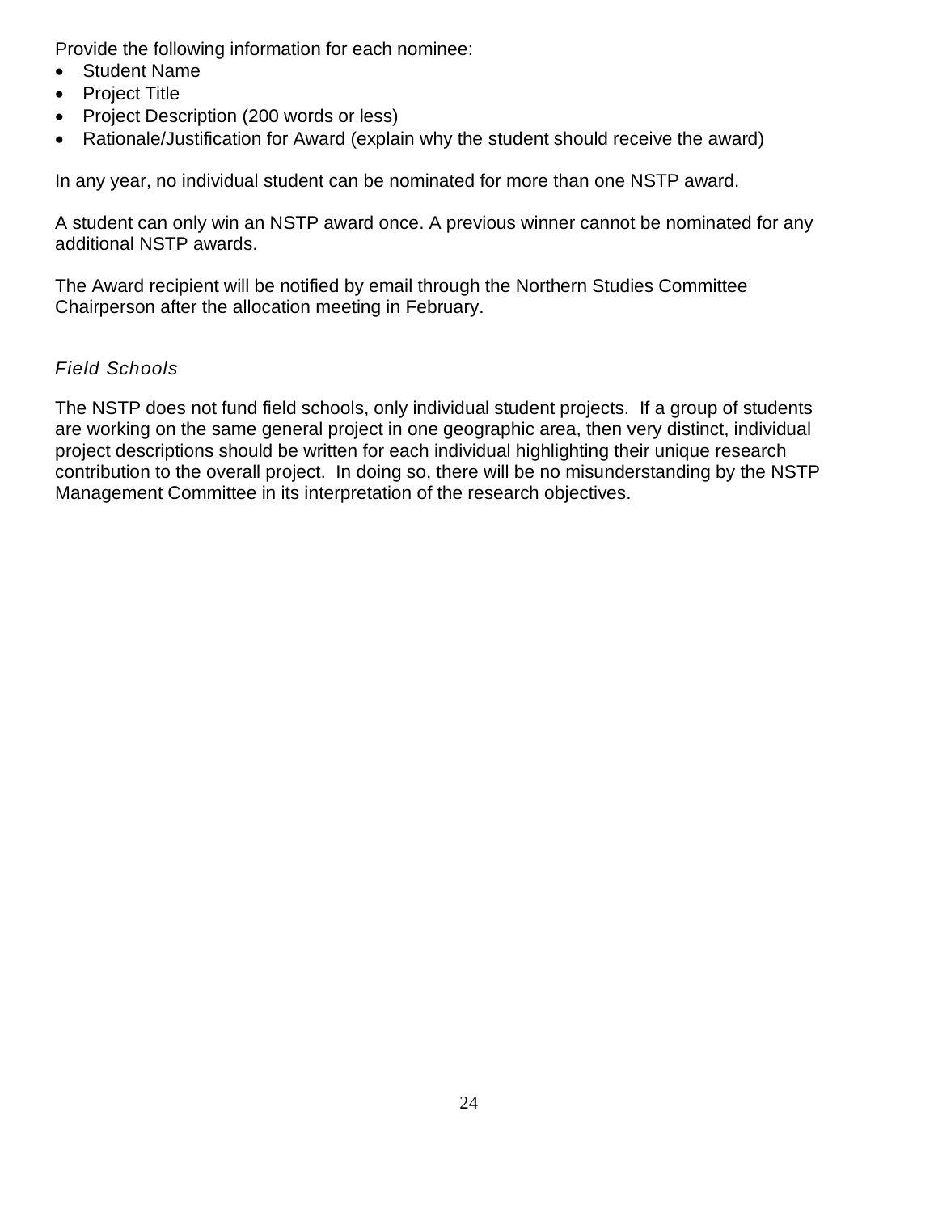Provide the following information for each nominee:

- Student Name
- Project Title
- Project Description (200 words or less)
- Rationale/Justification for Award (explain why the student should receive the award)

In any year, no individual student can be nominated for more than one NSTP award.

A student can only win an NSTP award once. A previous winner cannot be nominated for any additional NSTP awards.

The Award recipient will be notified by email through the Northern Studies Committee Chairperson after the allocation meeting in February.

### *Field Schools*

The NSTP does not fund field schools, only individual student projects. If a group of students are working on the same general project in one geographic area, then very distinct, individual project descriptions should be written for each individual highlighting their unique research contribution to the overall project. In doing so, there will be no misunderstanding by the NSTP Management Committee in its interpretation of the research objectives.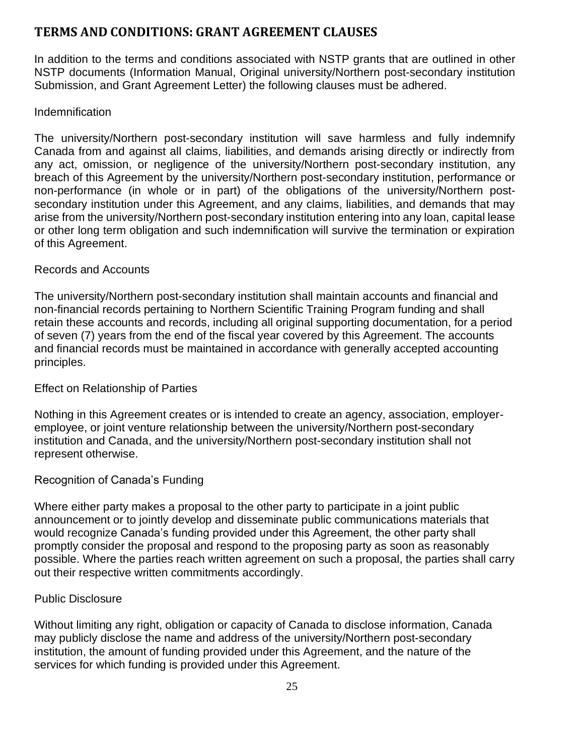## TERMS AND CONDITIONS: GRANT AGREEMENT CLAUSES

In addition to the terms and conditions associated with NSTP grants that are outlined in other NSTP documents (Information Manual, Original university/Northern post-secondary institution Submission, and Grant Agreement Letter) the following clauses must be adhered.

### Indemnification

The university/Northern post-secondary institution will save harmless and fully indemnify Canada from and against all claims, liabilities, and demands arising directly or indirectly from any act, omission, or negligence of the university/Northern post-secondary institution, any breach of this Agreement by the university/Northern post-secondary institution, performance or non-performance (in whole or in part) of the obligations of the university/Northern post-secondary institution under this Agreement, and any claims, liabilities, and demands that may arise from the university/Northern post-secondary institution entering into any loan, capital lease or other long term obligation and such indemnification will survive the termination or expiration of this Agreement.

### Records and Accounts

The university/Northern post-secondary institution shall maintain accounts and financial and non-financial records pertaining to Northern Scientific Training Program funding and shall retain these accounts and records, including all original supporting documentation, for a period of seven (7) years from the end of the fiscal year covered by this Agreement. The accounts and financial records must be maintained in accordance with generally accepted accounting principles.

### Effect on Relationship of Parties

Nothing in this Agreement creates or is intended to create an agency, association, employer-employee, or joint venture relationship between the university/Northern post-secondary institution and Canada, and the university/Northern post-secondary institution shall not represent otherwise.

### Recognition of Canada's Funding

Where either party makes a proposal to the other party to participate in a joint public announcement or to jointly develop and disseminate public communications materials that would recognize Canada's funding provided under this Agreement, the other party shall promptly consider the proposal and respond to the proposing party as soon as reasonably possible. Where the parties reach written agreement on such a proposal, the parties shall carry out their respective written commitments accordingly.

### Public Disclosure

Without limiting any right, obligation or capacity of Canada to disclose information, Canada may publicly disclose the name and address of the university/Northern post-secondary institution, the amount of funding provided under this Agreement, and the nature of the services for which funding is provided under this Agreement.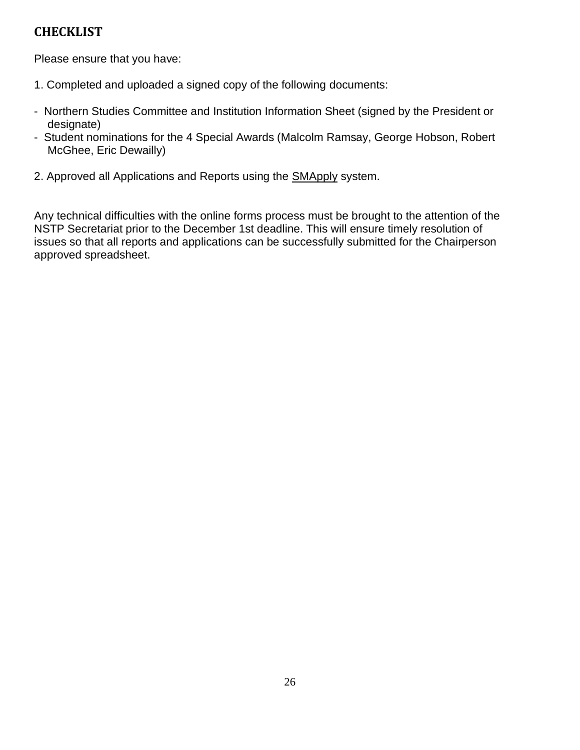## CHECKLIST

Please ensure that you have:

1. Completed and uploaded a signed copy of the following documents:

- Northern Studies Committee and Institution Information Sheet (signed by the President or designate)
- Student nominations for the 4 Special Awards (Malcolm Ramsay, George Hobson, Robert McGhee, Eric Dewailly)

2. Approved all Applications and Reports using the SMApply system.

Any technical difficulties with the online forms process must be brought to the attention of the NSTP Secretariat prior to the December 1st deadline. This will ensure timely resolution of issues so that all reports and applications can be successfully submitted for the Chairperson approved spreadsheet.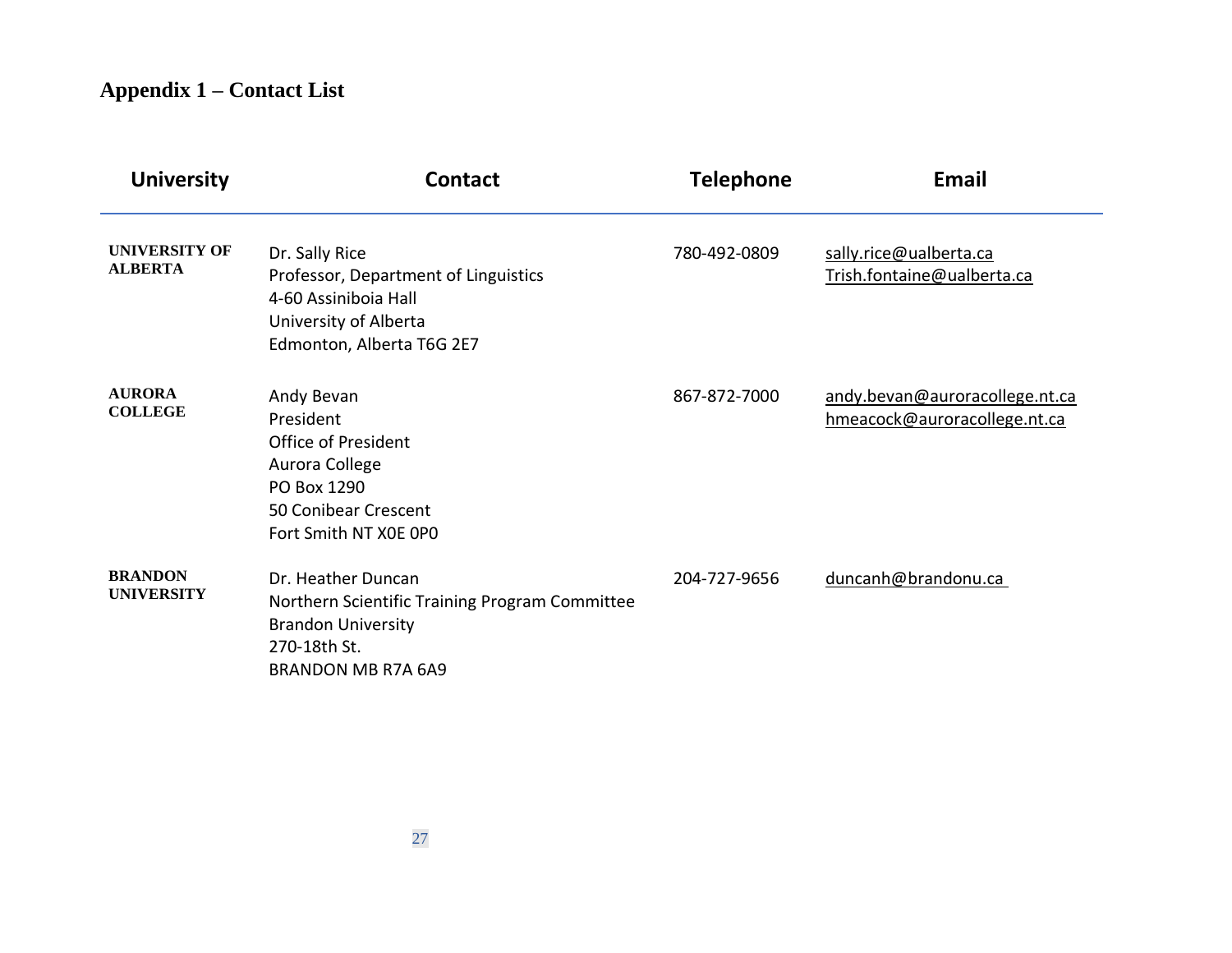## Appendix 1 – Contact List

| University | Contact | Telephone | Email |
|---|---|---|---|
| **UNIVERSITY OF ALBERTA** | Dr. Sally Rice<br>Professor, Department of Linguistics<br>4-60 Assiniboia Hall<br>University of Alberta<br>Edmonton, Alberta T6G 2E7 | 780-492-0809 | sally.rice@ualberta.ca<br>Trish.fontaine@ualberta.ca |
| **AURORA COLLEGE** | Andy Bevan<br>President<br>Office of President<br>Aurora College<br>PO Box 1290<br>50 Conibear Crescent<br>Fort Smith NT X0E 0P0 | 867-872-7000 | andy.bevan@auroracollege.nt.ca<br>hmeacock@auroracollege.nt.ca |
| **BRANDON UNIVERSITY** | Dr. Heather Duncan<br>Northern Scientific Training Program Committee<br>Brandon University<br>270-18th St.<br>BRANDON MB R7A 6A9 | 204-727-9656 | duncanh@brandonu.ca |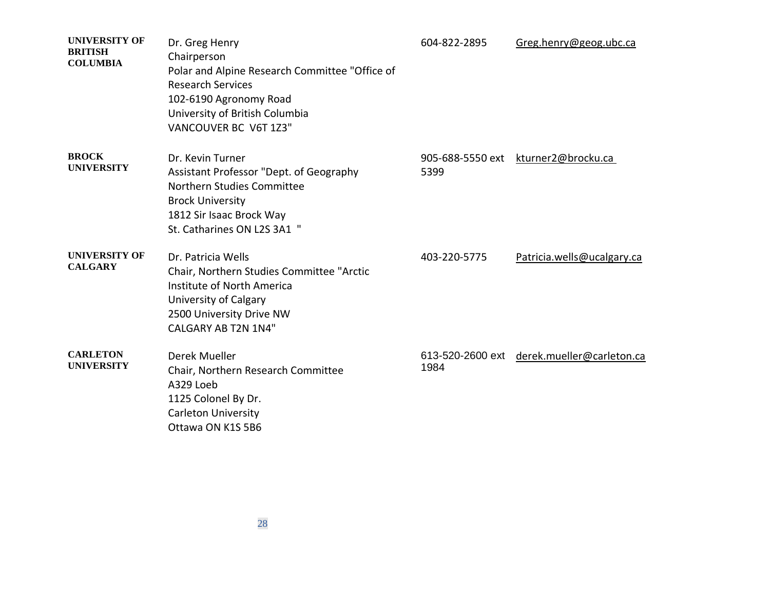| | | | |
|---|---|---|---|
| **UNIVERSITY OF BRITISH COLUMBIA** | Dr. Greg Henry<br>Chairperson<br>Polar and Alpine Research Committee "Office of Research Services<br>102-6190 Agronomy Road<br>University of British Columbia<br>VANCOUVER BC V6T 1Z3" | 604-822-2895 | Greg.henry@geog.ubc.ca |
| **BROCK UNIVERSITY** | Dr. Kevin Turner<br>Assistant Professor "Dept. of Geography<br>Northern Studies Committee<br>Brock University<br>1812 Sir Isaac Brock Way<br>St. Catharines ON L2S 3A1 " | 905-688-5550 ext 5399 | kturner2@brocku.ca |
| **UNIVERSITY OF CALGARY** | Dr. Patricia Wells<br>Chair, Northern Studies Committee "Arctic Institute of North America<br>University of Calgary<br>2500 University Drive NW<br>CALGARY AB T2N 1N4" | 403-220-5775 | Patricia.wells@ucalgary.ca |
| **CARLETON UNIVERSITY** | Derek Mueller<br>Chair, Northern Research Committee<br>A329 Loeb<br>1125 Colonel By Dr.<br>Carleton University<br>Ottawa ON K1S 5B6 | 613-520-2600 ext 1984 | derek.mueller@carleton.ca |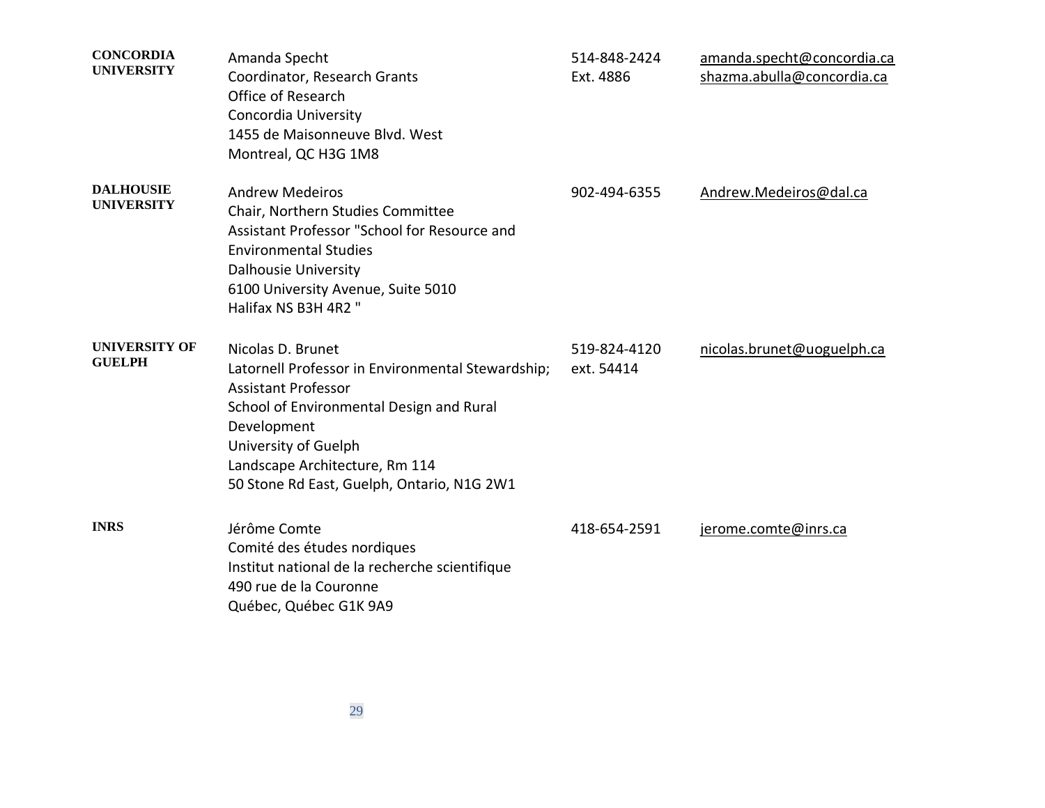| | | | |
|---|---|---|---|
| **CONCORDIA UNIVERSITY** | Amanda Specht<br>Coordinator, Research Grants<br>Office of Research<br>Concordia University<br>1455 de Maisonneuve Blvd. West<br>Montreal, QC H3G 1M8 | 514-848-2424<br>Ext. 4886 | amanda.specht@concordia.ca<br>shazma.abulla@concordia.ca |
| **DALHOUSIE UNIVERSITY** | Andrew Medeiros<br>Chair, Northern Studies Committee<br>Assistant Professor "School for Resource and Environmental Studies<br>Dalhousie University<br>6100 University Avenue, Suite 5010<br>Halifax NS B3H 4R2 " | 902-494-6355 | Andrew.Medeiros@dal.ca |
| **UNIVERSITY OF GUELPH** | Nicolas D. Brunet<br>Latornell Professor in Environmental Stewardship; Assistant Professor<br>School of Environmental Design and Rural Development<br>University of Guelph<br>Landscape Architecture, Rm 114<br>50 Stone Rd East, Guelph, Ontario, N1G 2W1 | 519-824-4120<br>ext. 54414 | nicolas.brunet@uoguelph.ca |
| **INRS** | Jérôme Comte<br>Comité des études nordiques<br>Institut national de la recherche scientifique<br>490 rue de la Couronne<br>Québec, Québec G1K 9A9 | 418-654-2591 | jerome.comte@inrs.ca |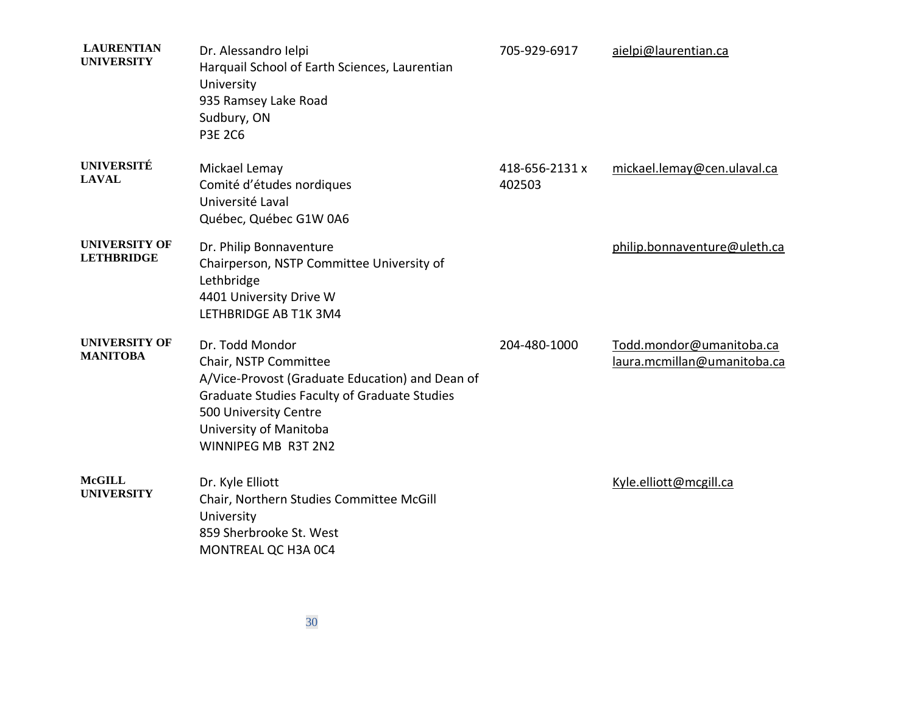| | | | |
|---|---|---|---|
| **LAURENTIAN UNIVERSITY** | Dr. Alessandro Ielpi<br>Harquail School of Earth Sciences, Laurentian University<br>935 Ramsey Lake Road<br>Sudbury, ON<br>P3E 2C6 | 705-929-6917 | aielpi@laurentian.ca |
| **UNIVERSITÉ LAVAL** | Mickael Lemay<br>Comité d'études nordiques<br>Université Laval<br>Québec, Québec G1W 0A6 | 418-656-2131 x 402503 | mickael.lemay@cen.ulaval.ca |
| **UNIVERSITY OF LETHBRIDGE** | Dr. Philip Bonnaventure<br>Chairperson, NSTP Committee University of Lethbridge<br>4401 University Drive W<br>LETHBRIDGE AB T1K 3M4 | | philip.bonnaventure@uleth.ca |
| **UNIVERSITY OF MANITOBA** | Dr. Todd Mondor<br>Chair, NSTP Committee<br>A/Vice-Provost (Graduate Education) and Dean of Graduate Studies Faculty of Graduate Studies<br>500 University Centre<br>University of Manitoba<br>WINNIPEG MB R3T 2N2 | 204-480-1000 | Todd.mondor@umanitoba.ca<br>laura.mcmillan@umanitoba.ca |
| **McGILL UNIVERSITY** | Dr. Kyle Elliott<br>Chair, Northern Studies Committee McGill University<br>859 Sherbrooke St. West<br>MONTREAL QC H3A 0C4 | | Kyle.elliott@mcgill.ca |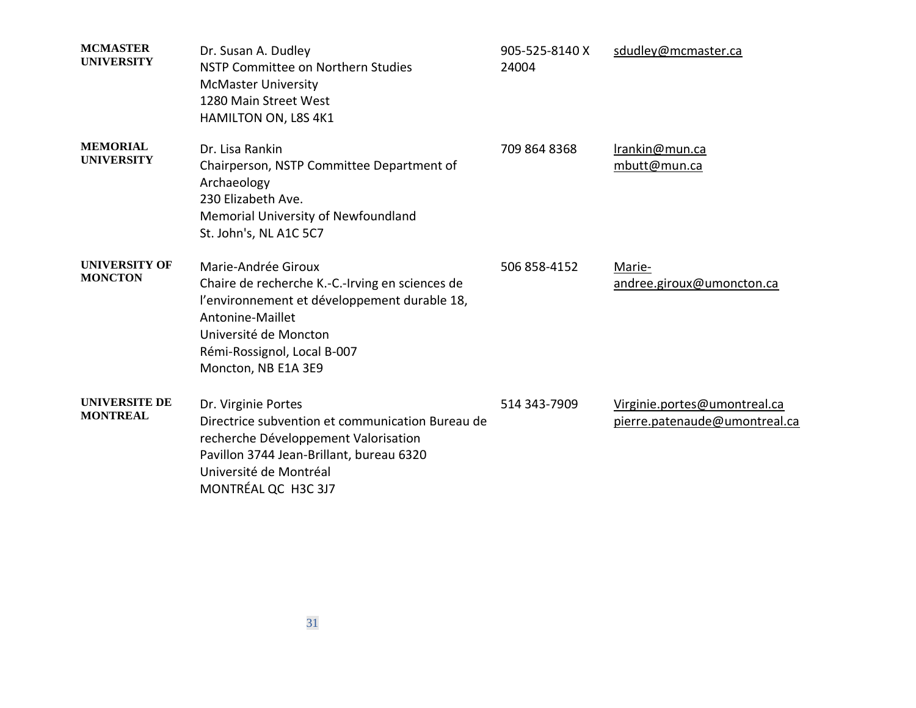| | | | |
|---|---|---|---|
| **MCMASTER UNIVERSITY** | Dr. Susan A. Dudley<br>NSTP Committee on Northern Studies<br>McMaster University<br>1280 Main Street West<br>HAMILTON ON, L8S 4K1 | 905-525-8140 X 24004 | sdudley@mcmaster.ca |
| **MEMORIAL UNIVERSITY** | Dr. Lisa Rankin<br>Chairperson, NSTP Committee Department of Archaeology<br>230 Elizabeth Ave.<br>Memorial University of Newfoundland<br>St. John's, NL A1C 5C7 | 709 864 8368 | lrankin@mun.ca<br>mbutt@mun.ca |
| **UNIVERSITY OF MONCTON** | Marie-Andrée Giroux<br>Chaire de recherche K.-C.-Irving en sciences de l'environnement et développement durable 18, Antonine-Maillet<br>Université de Moncton<br>Rémi-Rossignol, Local B-007<br>Moncton, NB E1A 3E9 | 506 858-4152 | Marie-andree.giroux@umoncton.ca |
| **UNIVERSITE DE MONTREAL** | Dr. Virginie Portes<br>Directrice subvention et communication Bureau de recherche Développement Valorisation<br>Pavillon 3744 Jean-Brillant, bureau 6320<br>Université de Montréal<br>MONTRÉAL QC H3C 3J7 | 514 343-7909 | Virginie.portes@umontreal.ca<br>pierre.patenaude@umontreal.ca |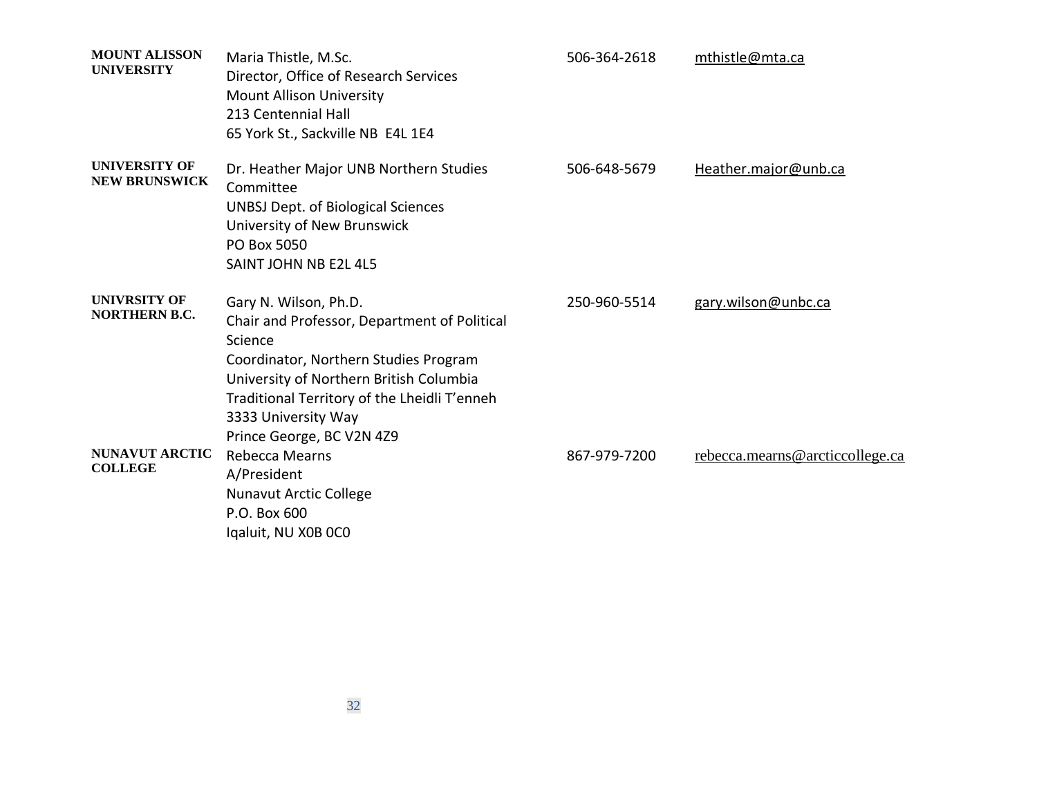| | | | |
|---|---|---|---|
| **MOUNT ALISSON UNIVERSITY** | Maria Thistle, M.Sc.<br>Director, Office of Research Services<br>Mount Allison University<br>213 Centennial Hall<br>65 York St., Sackville NB E4L 1E4 | 506-364-2618 | mthistle@mta.ca |
| **UNIVERSITY OF NEW BRUNSWICK** | Dr. Heather Major UNB Northern Studies Committee<br>UNBSJ Dept. of Biological Sciences<br>University of New Brunswick<br>PO Box 5050<br>SAINT JOHN NB E2L 4L5 | 506-648-5679 | Heather.major@unb.ca |
| **UNIVRSITY OF NORTHERN B.C.** | Gary N. Wilson, Ph.D.<br>Chair and Professor, Department of Political Science<br>Coordinator, Northern Studies Program<br>University of Northern British Columbia<br>Traditional Territory of the Lheidli T'enneh<br>3333 University Way<br>Prince George, BC V2N 4Z9 | 250-960-5514 | gary.wilson@unbc.ca |
| **NUNAVUT ARCTIC COLLEGE** | Rebecca Mearns<br>A/President<br>Nunavut Arctic College<br>P.O. Box 600<br>Iqaluit, NU X0B 0C0 | 867-979-7200 | rebecca.mearns@arcticcollege.ca |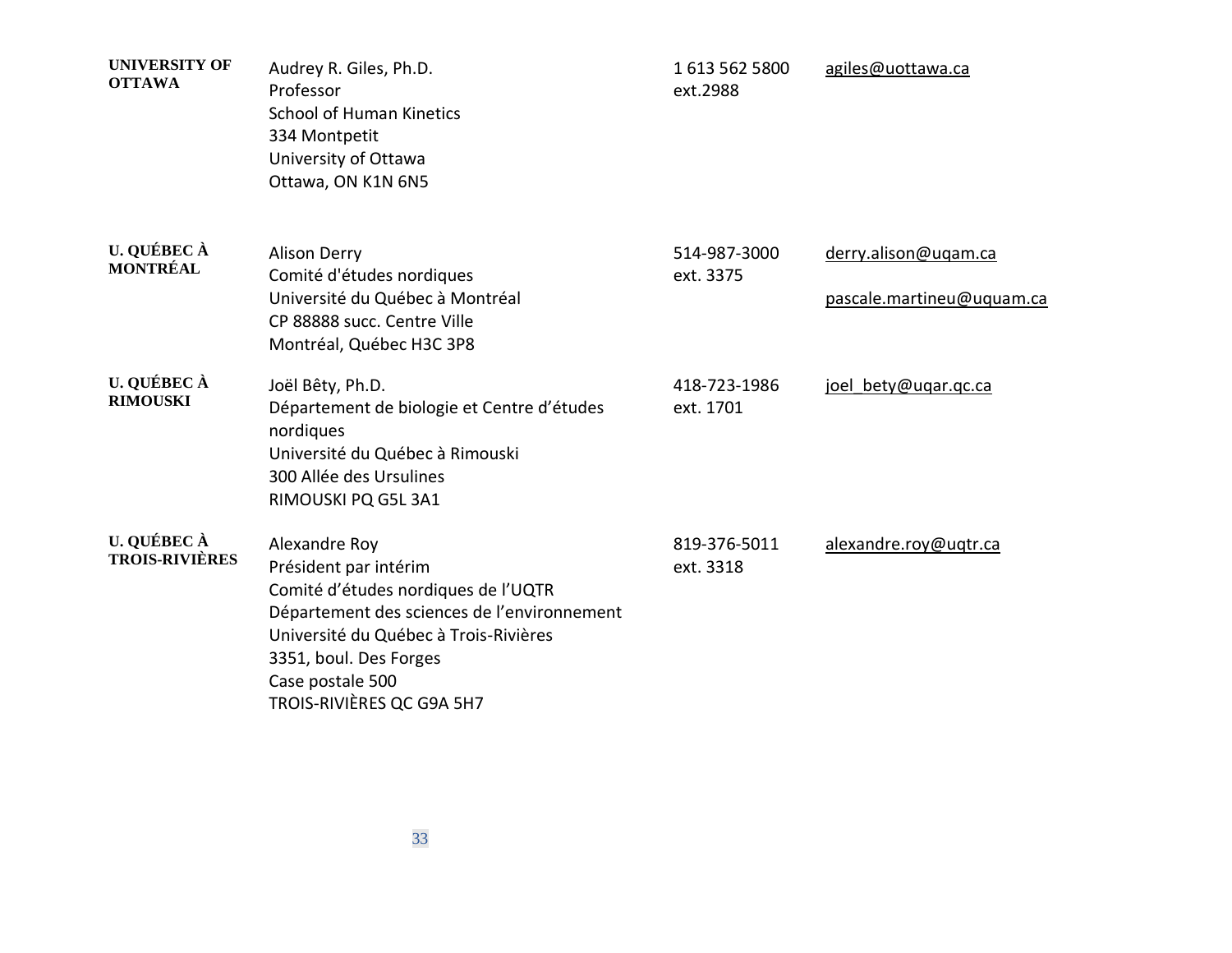| | | | |
|---|---|---|---|
| **UNIVERSITY OF OTTAWA** | Audrey R. Giles, Ph.D.<br>Professor<br>School of Human Kinetics<br>334 Montpetit<br>University of Ottawa<br>Ottawa, ON K1N 6N5 | 1 613 562 5800<br>ext.2988 | agiles@uottawa.ca |
| **U. QUÉBEC À MONTRÉAL** | Alison Derry<br>Comité d'études nordiques<br>Université du Québec à Montréal<br>CP 88888 succ. Centre Ville<br>Montréal, Québec H3C 3P8 | 514-987-3000<br>ext. 3375 | derry.alison@uqam.ca<br><br>pascale.martineu@uquam.ca |
| **U. QUÉBEC À RIMOUSKI** | Joël Bêty, Ph.D.<br>Département de biologie et Centre d'études nordiques<br>Université du Québec à Rimouski<br>300 Allée des Ursulines<br>RIMOUSKI PQ G5L 3A1 | 418-723-1986<br>ext. 1701 | joel_bety@uqar.qc.ca |
| **U. QUÉBEC À TROIS-RIVIÈRES** | Alexandre Roy<br>Président par intérim<br>Comité d'études nordiques de l'UQTR<br>Département des sciences de l'environnement<br>Université du Québec à Trois-Rivières<br>3351, boul. Des Forges<br>Case postale 500<br>TROIS-RIVIÈRES QC G9A 5H7 | 819-376-5011<br>ext. 3318 | alexandre.roy@uqtr.ca |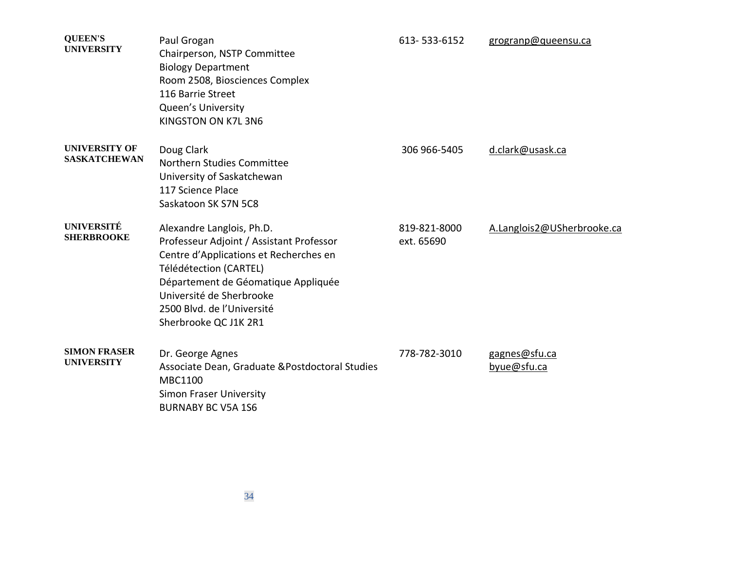| | | | |
|---|---|---|---|
| **QUEEN'S UNIVERSITY** | Paul Grogan<br>Chairperson, NSTP Committee<br>Biology Department<br>Room 2508, Biosciences Complex<br>116 Barrie Street<br>Queen's University<br>KINGSTON ON K7L 3N6 | 613- 533-6152 | grogranp@queensu.ca |
| **UNIVERSITY OF SASKATCHEWAN** | Doug Clark<br>Northern Studies Committee<br>University of Saskatchewan<br>117 Science Place<br>Saskatoon SK S7N 5C8 | 306 966-5405 | d.clark@usask.ca |
| **UNIVERSITÉ SHERBROOKE** | Alexandre Langlois, Ph.D.<br>Professeur Adjoint / Assistant Professor<br>Centre d'Applications et Recherches en Télédétection (CARTEL)<br>Département de Géomatique Appliquée<br>Université de Sherbrooke<br>2500 Blvd. de l'Université<br>Sherbrooke QC J1K 2R1 | 819-821-8000 ext. 65690 | A.Langlois2@USherbrooke.ca |
| **SIMON FRASER UNIVERSITY** | Dr. George Agnes<br>Associate Dean, Graduate &Postdoctoral Studies<br>MBC1100<br>Simon Fraser University<br>BURNABY BC V5A 1S6 | 778-782-3010 | gagnes@sfu.ca<br>byue@sfu.ca |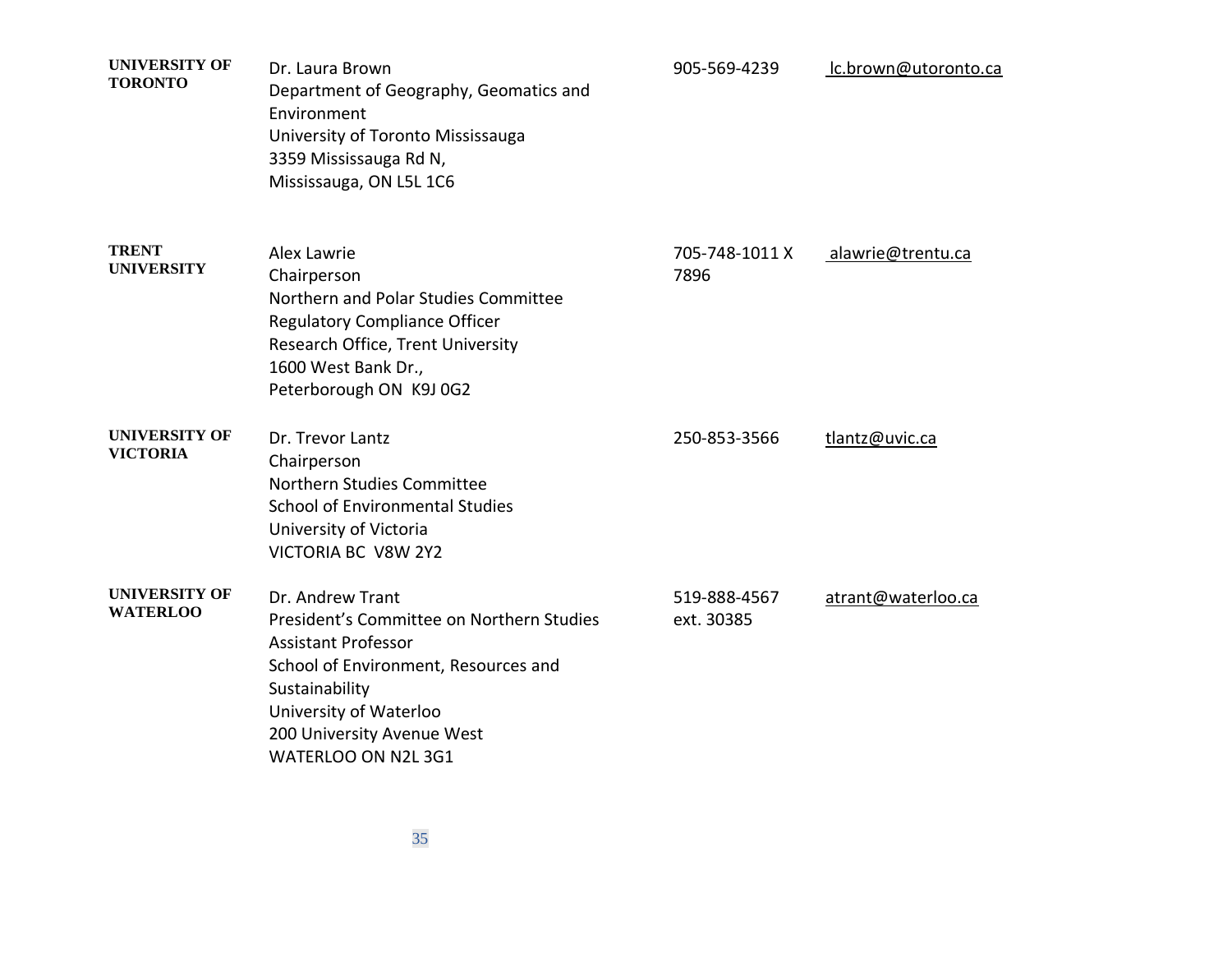| | | | |
|---|---|---|---|
| **UNIVERSITY OF TORONTO** | Dr. Laura Brown<br>Department of Geography, Geomatics and Environment<br>University of Toronto Mississauga<br>3359 Mississauga Rd N,<br>Mississauga, ON L5L 1C6 | 905-569-4239 | lc.brown@utoronto.ca |
| **TRENT UNIVERSITY** | Alex Lawrie<br>Chairperson<br>Northern and Polar Studies Committee<br>Regulatory Compliance Officer<br>Research Office, Trent University<br>1600 West Bank Dr.,<br>Peterborough ON K9J 0G2 | 705-748-1011 X 7896 | alawrie@trentu.ca |
| **UNIVERSITY OF VICTORIA** | Dr. Trevor Lantz<br>Chairperson<br>Northern Studies Committee<br>School of Environmental Studies<br>University of Victoria<br>VICTORIA BC V8W 2Y2 | 250-853-3566 | tlantz@uvic.ca |
| **UNIVERSITY OF WATERLOO** | Dr. Andrew Trant<br>President's Committee on Northern Studies<br>Assistant Professor<br>School of Environment, Resources and Sustainability<br>University of Waterloo<br>200 University Avenue West<br>WATERLOO ON N2L 3G1 | 519-888-4567 ext. 30385 | atrant@waterloo.ca |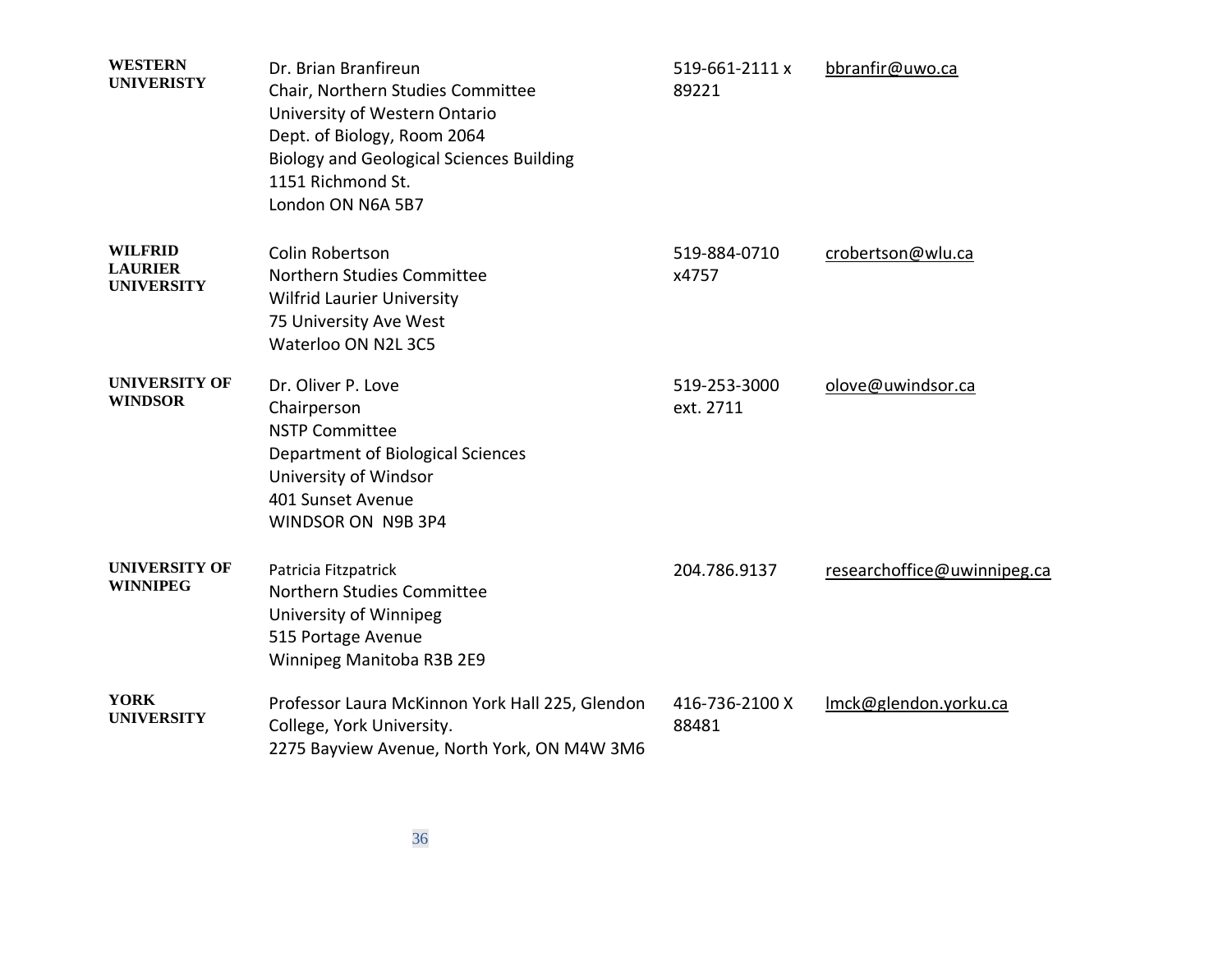| | | | |
|---|---|---|---|
| **WESTERN UNIVERISTY** | Dr. Brian Branfireun<br>Chair, Northern Studies Committee<br>University of Western Ontario<br>Dept. of Biology, Room 2064<br>Biology and Geological Sciences Building<br>1151 Richmond St.<br>London ON N6A 5B7 | 519-661-2111 x 89221 | bbranfir@uwo.ca |
| **WILFRID LAURIER UNIVERSITY** | Colin Robertson<br>Northern Studies Committee<br>Wilfrid Laurier University<br>75 University Ave West<br>Waterloo ON N2L 3C5 | 519-884-0710 x4757 | crobertson@wlu.ca |
| **UNIVERSITY OF WINDSOR** | Dr. Oliver P. Love<br>Chairperson<br>NSTP Committee<br>Department of Biological Sciences<br>University of Windsor<br>401 Sunset Avenue<br>WINDSOR ON N9B 3P4 | 519-253-3000 ext. 2711 | olove@uwindsor.ca |
| **UNIVERSITY OF WINNIPEG** | Patricia Fitzpatrick<br>Northern Studies Committee<br>University of Winnipeg<br>515 Portage Avenue<br>Winnipeg Manitoba R3B 2E9 | 204.786.9137 | researchoffice@uwinnipeg.ca |
| **YORK UNIVERSITY** | Professor Laura McKinnon York Hall 225, Glendon College, York University.<br>2275 Bayview Avenue, North York, ON M4W 3M6 | 416-736-2100 X 88481 | lmck@glendon.yorku.ca |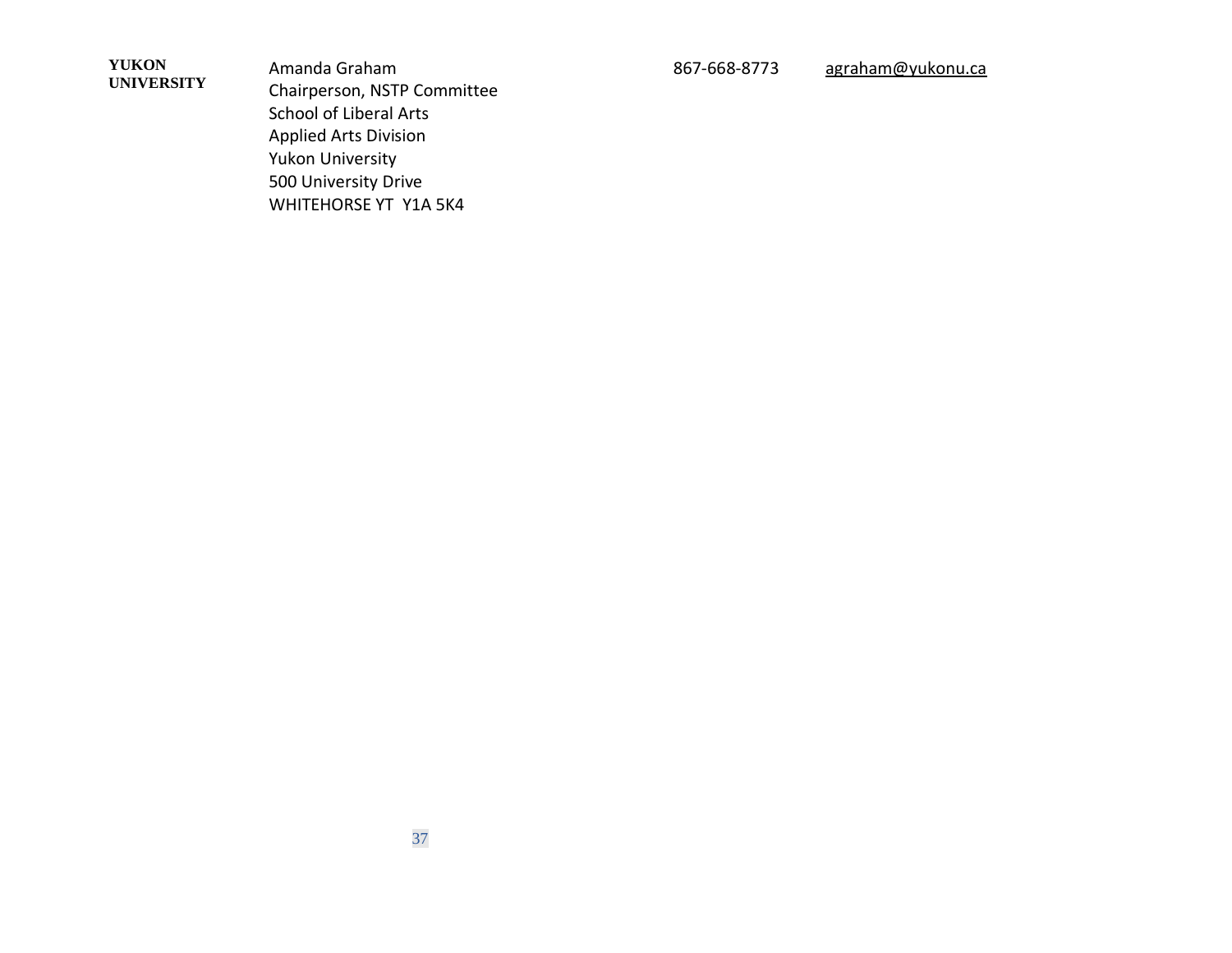| | | | |
|---|---|---|---|
| **YUKON UNIVERSITY** | Amanda Graham<br>Chairperson, NSTP Committee<br>School of Liberal Arts<br>Applied Arts Division<br>Yukon University<br>500 University Drive<br>WHITEHORSE YT  Y1A 5K4 | 867-668-8773 | agraham@yukonu.ca |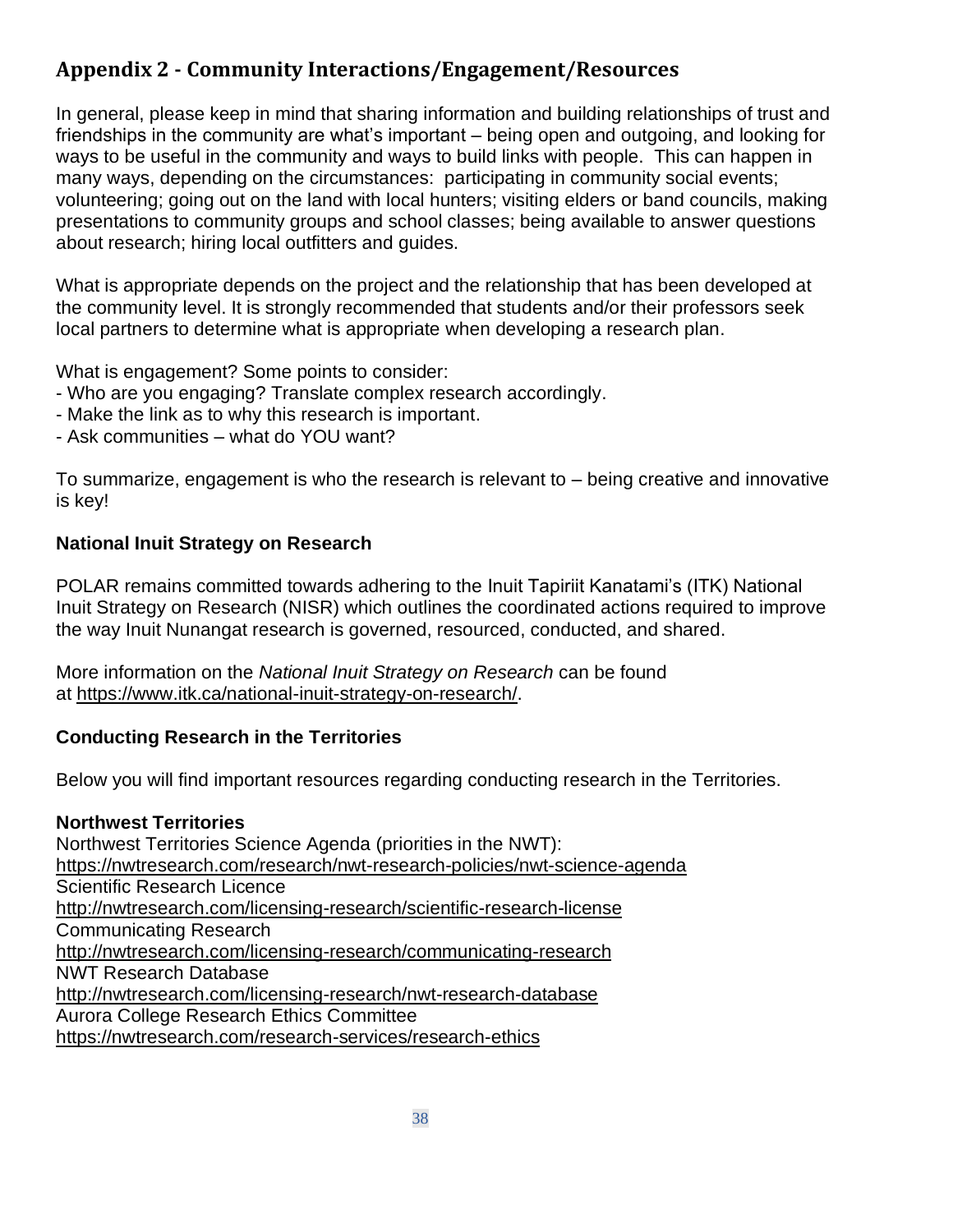## Appendix 2 - Community Interactions/Engagement/Resources

In general, please keep in mind that sharing information and building relationships of trust and friendships in the community are what's important – being open and outgoing, and looking for ways to be useful in the community and ways to build links with people. This can happen in many ways, depending on the circumstances: participating in community social events; volunteering; going out on the land with local hunters; visiting elders or band councils, making presentations to community groups and school classes; being available to answer questions about research; hiring local outfitters and guides.

What is appropriate depends on the project and the relationship that has been developed at the community level. It is strongly recommended that students and/or their professors seek local partners to determine what is appropriate when developing a research plan.

What is engagement? Some points to consider:

- Who are you engaging? Translate complex research accordingly.
- Make the link as to why this research is important.
- Ask communities – what do YOU want?

To summarize, engagement is who the research is relevant to – being creative and innovative is key!

**National Inuit Strategy on Research**

POLAR remains committed towards adhering to the Inuit Tapiriit Kanatami's (ITK) National Inuit Strategy on Research (NISR) which outlines the coordinated actions required to improve the way Inuit Nunangat research is governed, resourced, conducted, and shared.

More information on the *National Inuit Strategy on Research* can be found at https://www.itk.ca/national-inuit-strategy-on-research/.

**Conducting Research in the Territories**

Below you will find important resources regarding conducting research in the Territories.

**Northwest Territories**

Northwest Territories Science Agenda (priorities in the NWT):
https://nwtresearch.com/research/nwt-research-policies/nwt-science-agenda
Scientific Research Licence
http://nwtresearch.com/licensing-research/scientific-research-license
Communicating Research
http://nwtresearch.com/licensing-research/communicating-research
NWT Research Database
http://nwtresearch.com/licensing-research/nwt-research-database
Aurora College Research Ethics Committee
https://nwtresearch.com/research-services/research-ethics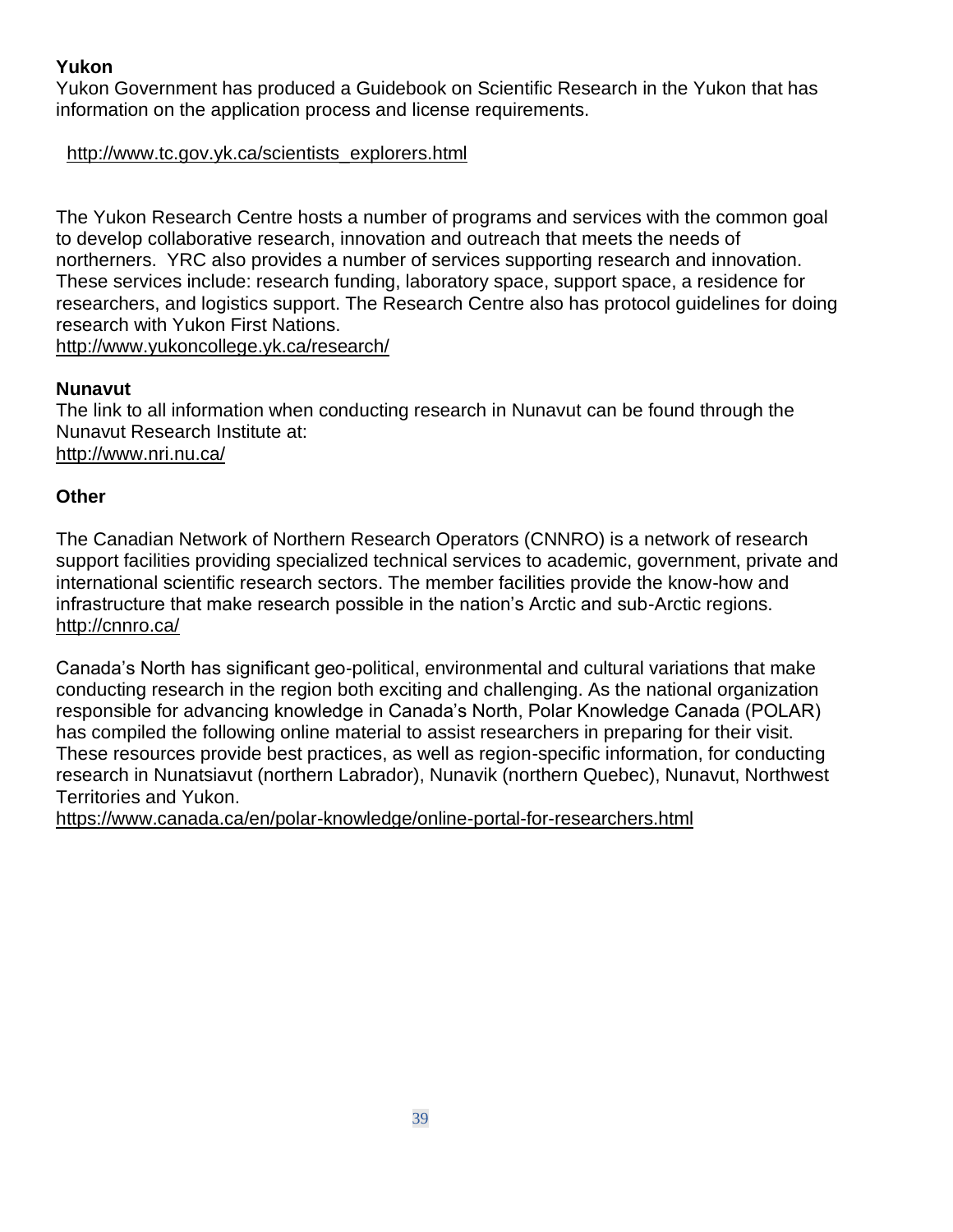**Yukon**

Yukon Government has produced a Guidebook on Scientific Research in the Yukon that has information on the application process and license requirements.

http://www.tc.gov.yk.ca/scientists_explorers.html

The Yukon Research Centre hosts a number of programs and services with the common goal to develop collaborative research, innovation and outreach that meets the needs of northerners. YRC also provides a number of services supporting research and innovation. These services include: research funding, laboratory space, support space, a residence for researchers, and logistics support. The Research Centre also has protocol guidelines for doing research with Yukon First Nations.
http://www.yukoncollege.yk.ca/research/

**Nunavut**

The link to all information when conducting research in Nunavut can be found through the Nunavut Research Institute at:
http://www.nri.nu.ca/

**Other**

The Canadian Network of Northern Research Operators (CNNRO) is a network of research support facilities providing specialized technical services to academic, government, private and international scientific research sectors. The member facilities provide the know-how and infrastructure that make research possible in the nation's Arctic and sub-Arctic regions.
http://cnnro.ca/

Canada's North has significant geo-political, environmental and cultural variations that make conducting research in the region both exciting and challenging. As the national organization responsible for advancing knowledge in Canada's North, Polar Knowledge Canada (POLAR) has compiled the following online material to assist researchers in preparing for their visit. These resources provide best practices, as well as region-specific information, for conducting research in Nunatsiavut (northern Labrador), Nunavik (northern Quebec), Nunavut, Northwest Territories and Yukon.
https://www.canada.ca/en/polar-knowledge/online-portal-for-researchers.html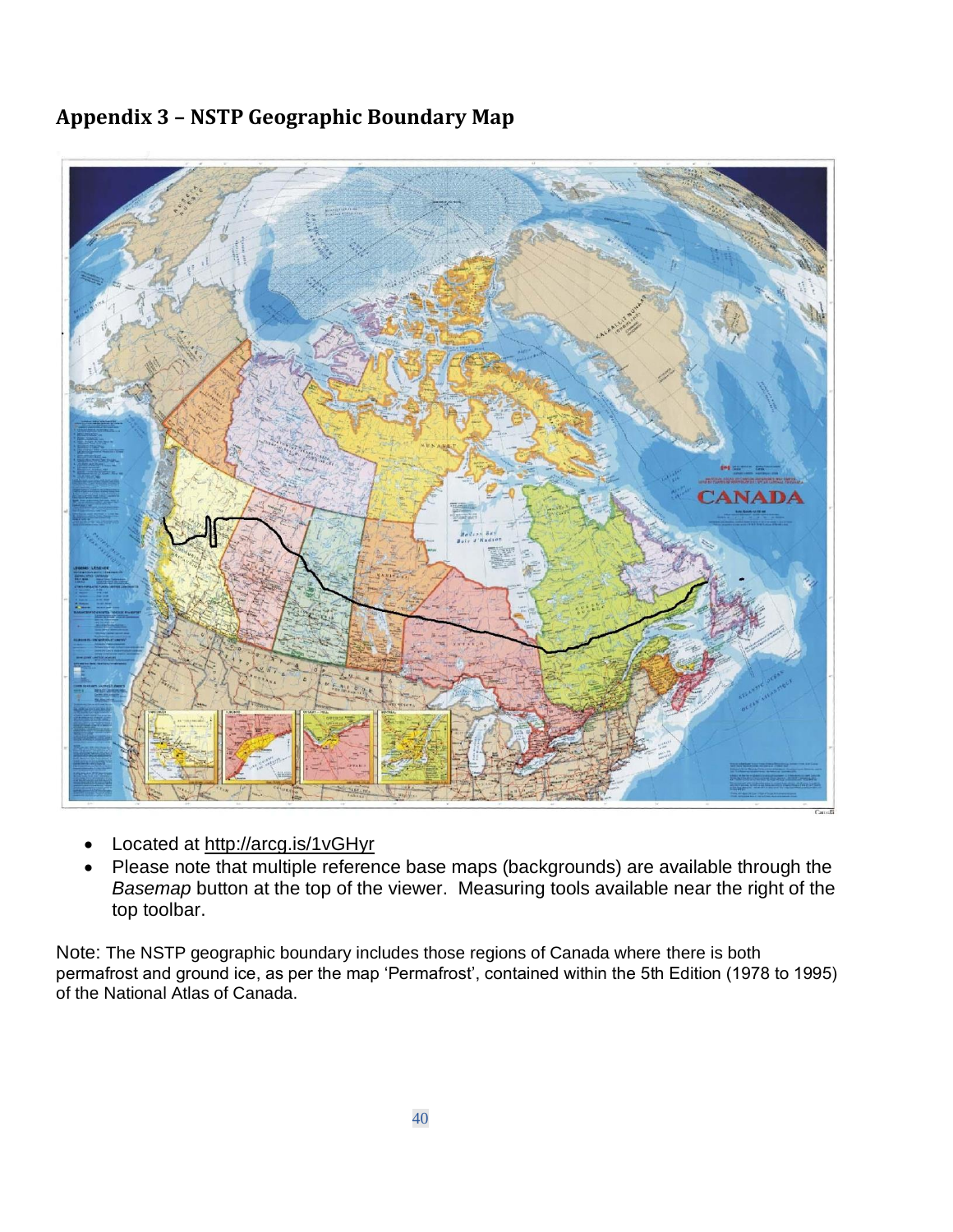## Appendix 3 – NSTP Geographic Boundary Map

- Located at http://arcg.is/1vGHyr
- Please note that multiple reference base maps (backgrounds) are available through the *Basemap* button at the top of the viewer. Measuring tools available near the right of the top toolbar.

Note: The NSTP geographic boundary includes those regions of Canada where there is both permafrost and ground ice, as per the map 'Permafrost', contained within the 5th Edition (1978 to 1995) of the National Atlas of Canada.